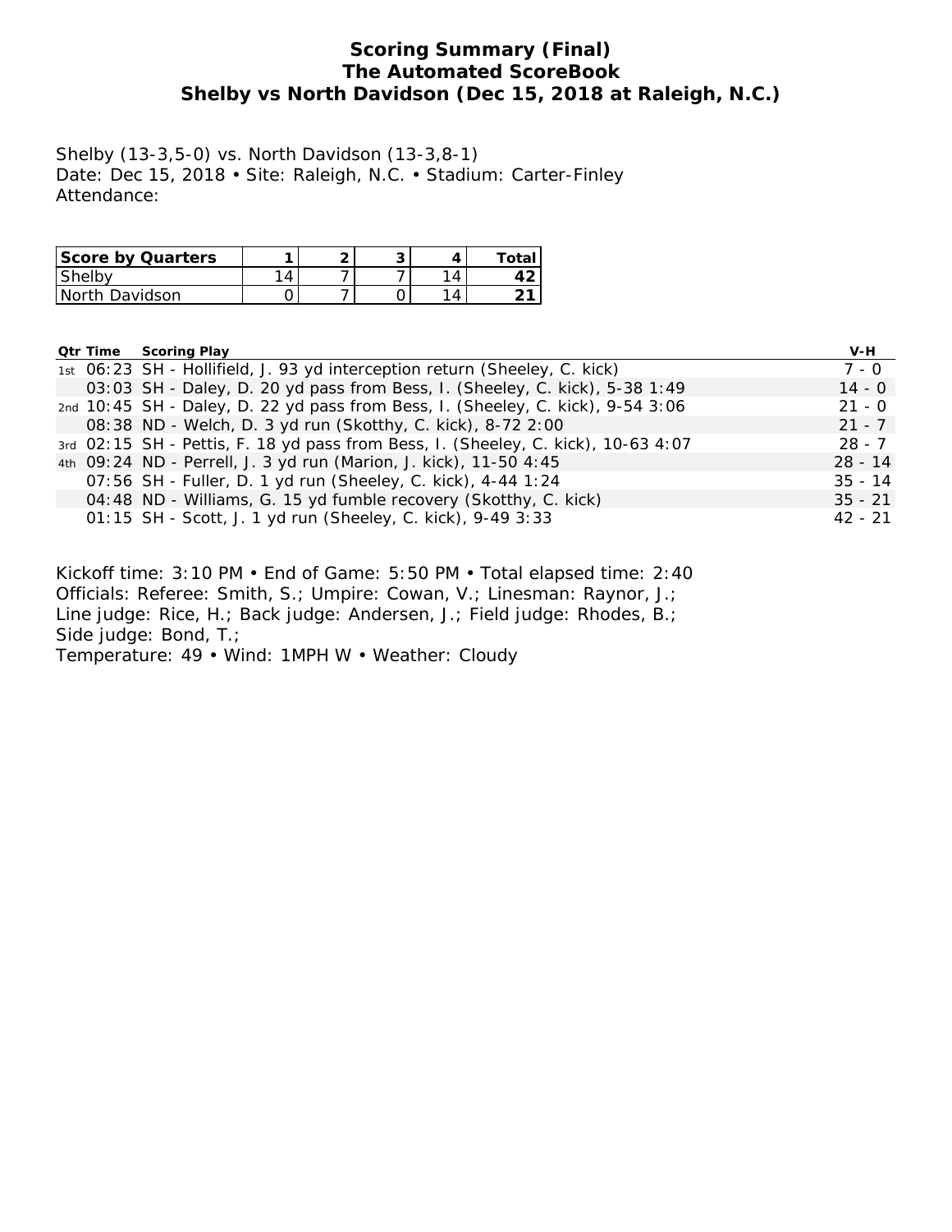# Scoring Summary (Final)
# The Automated ScoreBook
# Shelby vs North Davidson (Dec 15, 2018 at Raleigh, N.C.)

Shelby (13-3,5-0) vs. North Davidson (13-3,8-1)
Date: Dec 15, 2018 • Site: Raleigh, N.C. • Stadium: Carter-Finley
Attendance:

| Score by Quarters | 1 | 2 | 3 | 4 | Total |
|---|---|---|---|---|---|
| Shelby | 14 | 7 | 7 | 14 | **42** |
| North Davidson | 0 | 7 | 0 | 14 | **21** |

| Qtr | Time | Scoring Play | V-H |
|---|---|---|---|
| 1st | 06:23 | SH - Hollifield, J. 93 yd interception return (Sheeley, C. kick) | 7 - 0 |
| | 03:03 | SH - Daley, D. 20 yd pass from Bess, I. (Sheeley, C. kick), 5-38 1:49 | 14 - 0 |
| 2nd | 10:45 | SH - Daley, D. 22 yd pass from Bess, I. (Sheeley, C. kick), 9-54 3:06 | 21 - 0 |
| | 08:38 | ND - Welch, D. 3 yd run (Skotthy, C. kick), 8-72 2:00 | 21 - 7 |
| 3rd | 02:15 | SH - Pettis, F. 18 yd pass from Bess, I. (Sheeley, C. kick), 10-63 4:07 | 28 - 7 |
| 4th | 09:24 | ND - Perrell, J. 3 yd run (Marion, J. kick), 11-50 4:45 | 28 - 14 |
| | 07:56 | SH - Fuller, D. 1 yd run (Sheeley, C. kick), 4-44 1:24 | 35 - 14 |
| | 04:48 | ND - Williams, G. 15 yd fumble recovery (Skotthy, C. kick) | 35 - 21 |
| | 01:15 | SH - Scott, J. 1 yd run (Sheeley, C. kick), 9-49 3:33 | 42 - 21 |

Kickoff time: 3:10 PM • End of Game: 5:50 PM • Total elapsed time: 2:40
Officials: Referee: Smith, S.; Umpire: Cowan, V.; Linesman: Raynor, J.;
Line judge: Rice, H.; Back judge: Andersen, J.; Field judge: Rhodes, B.;
Side judge: Bond, T.;
Temperature: 49 • Wind: 1MPH W • Weather: Cloudy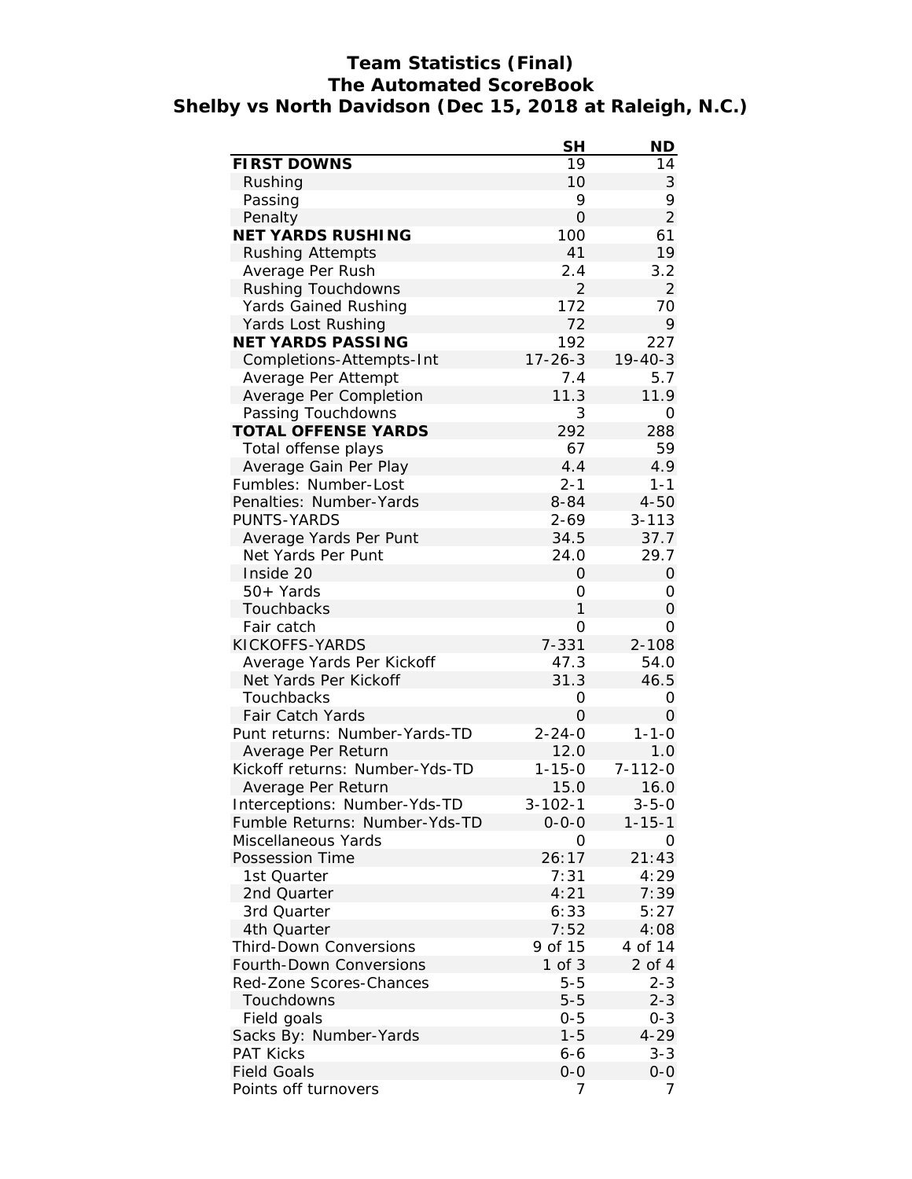# Team Statistics (Final)
## The Automated ScoreBook
## Shelby vs North Davidson (Dec 15, 2018 at Raleigh, N.C.)

| | SH | ND |
|---|---|---|
| **FIRST DOWNS** | 19 | 14 |
| Rushing | 10 | 3 |
| Passing | 9 | 9 |
| Penalty | 0 | 2 |
| **NET YARDS RUSHING** | 100 | 61 |
| Rushing Attempts | 41 | 19 |
| Average Per Rush | 2.4 | 3.2 |
| Rushing Touchdowns | 2 | 2 |
| Yards Gained Rushing | 172 | 70 |
| Yards Lost Rushing | 72 | 9 |
| **NET YARDS PASSING** | 192 | 227 |
| Completions-Attempts-Int | 17-26-3 | 19-40-3 |
| Average Per Attempt | 7.4 | 5.7 |
| Average Per Completion | 11.3 | 11.9 |
| Passing Touchdowns | 3 | 0 |
| **TOTAL OFFENSE YARDS** | 292 | 288 |
| Total offense plays | 67 | 59 |
| Average Gain Per Play | 4.4 | 4.9 |
| Fumbles: Number-Lost | 2-1 | 1-1 |
| Penalties: Number-Yards | 8-84 | 4-50 |
| PUNTS-YARDS | 2-69 | 3-113 |
| Average Yards Per Punt | 34.5 | 37.7 |
| Net Yards Per Punt | 24.0 | 29.7 |
| Inside 20 | 0 | 0 |
| 50+ Yards | 0 | 0 |
| Touchbacks | 1 | 0 |
| Fair catch | 0 | 0 |
| KICKOFFS-YARDS | 7-331 | 2-108 |
| Average Yards Per Kickoff | 47.3 | 54.0 |
| Net Yards Per Kickoff | 31.3 | 46.5 |
| Touchbacks | 0 | 0 |
| Fair Catch Yards | 0 | 0 |
| Punt returns: Number-Yards-TD | 2-24-0 | 1-1-0 |
| Average Per Return | 12.0 | 1.0 |
| Kickoff returns: Number-Yds-TD | 1-15-0 | 7-112-0 |
| Average Per Return | 15.0 | 16.0 |
| Interceptions: Number-Yds-TD | 3-102-1 | 3-5-0 |
| Fumble Returns: Number-Yds-TD | 0-0-0 | 1-15-1 |
| Miscellaneous Yards | 0 | 0 |
| Possession Time | 26:17 | 21:43 |
| 1st Quarter | 7:31 | 4:29 |
| 2nd Quarter | 4:21 | 7:39 |
| 3rd Quarter | 6:33 | 5:27 |
| 4th Quarter | 7:52 | 4:08 |
| Third-Down Conversions | 9 of 15 | 4 of 14 |
| Fourth-Down Conversions | 1 of 3 | 2 of 4 |
| Red-Zone Scores-Chances | 5-5 | 2-3 |
| Touchdowns | 5-5 | 2-3 |
| Field goals | 0-5 | 0-3 |
| Sacks By: Number-Yards | 1-5 | 4-29 |
| PAT Kicks | 6-6 | 3-3 |
| Field Goals | 0-0 | 0-0 |
| Points off turnovers | 7 | 7 |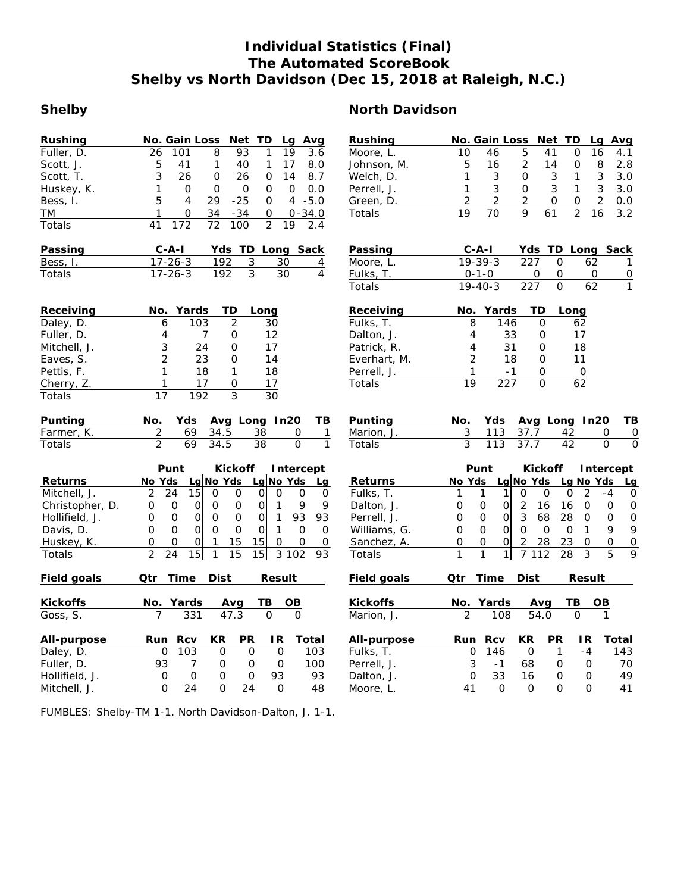# Individual Statistics (Final)
# The Automated ScoreBook
# Shelby vs North Davidson (Dec 15, 2018 at Raleigh, N.C.)

## Shelby

| Rushing | No. | Gain | Loss | Net | TD | Lg | Avg |
|---|---|---|---|---|---|---|---|
| Fuller, D. | 26 | 101 | 8 | 93 | 1 | 19 | 3.6 |
| Scott, J. | 5 | 41 | 1 | 40 | 1 | 17 | 8.0 |
| Scott, T. | 3 | 26 | 0 | 26 | 0 | 14 | 8.7 |
| Huskey, K. | 1 | 0 | 0 | 0 | 0 | 0 | 0.0 |
| Bess, I. | 5 | 4 | 29 | -25 | 0 | 4 | -5.0 |
| TM | 1 | 0 | 34 | -34 | 0 | 0 | -34.0 |
| Totals | 41 | 172 | 72 | 100 | 2 | 19 | 2.4 |

| Passing | C-A-I | Yds | TD | Long | Sack |
|---|---|---|---|---|---|
| Bess, I. | 17-26-3 | 192 | 3 | 30 | 4 |
| Totals | 17-26-3 | 192 | 3 | 30 | 4 |

| Receiving | No. | Yards | TD | Long |
|---|---|---|---|---|
| Daley, D. | 6 | 103 | 2 | 30 |
| Fuller, D. | 4 | 7 | 0 | 12 |
| Mitchell, J. | 3 | 24 | 0 | 17 |
| Eaves, S. | 2 | 23 | 0 | 14 |
| Pettis, F. | 1 | 18 | 1 | 18 |
| Cherry, Z. | 1 | 17 | 0 | 17 |
| Totals | 17 | 192 | 3 | 30 |

| Punting | No. | Yds | Avg | Long | In20 | TB |
|---|---|---|---|---|---|---|
| Farmer, K. | 2 | 69 | 34.5 | 38 | 0 | 1 |
| Totals | 2 | 69 | 34.5 | 38 | 0 | 1 |

| | Punt | | | Kickoff | | | Intercept | | |
|---|---|---|---|---|---|---|---|---|---|
| Returns | No | Yds | Lg | No | Yds | Lg | No | Yds | Lg |
| Mitchell, J. | 2 | 24 | 15 | 0 | 0 | 0 | 0 | 0 | 0 |
| Christopher, D. | 0 | 0 | 0 | 0 | 0 | 0 | 1 | 9 | 9 |
| Hollifield, J. | 0 | 0 | 0 | 0 | 0 | 0 | 1 | 93 | 93 |
| Davis, D. | 0 | 0 | 0 | 0 | 0 | 0 | 1 | 0 | 0 |
| Huskey, K. | 0 | 0 | 0 | 1 | 15 | 15 | 0 | 0 | 0 |
| Totals | 2 | 24 | 15 | 1 | 15 | 15 | 3 | 102 | 93 |

| Field goals | Qtr | Time | Dist | Result |
|---|---|---|---|---|

| Kickoffs | No. | Yards | Avg | TB | OB |
|---|---|---|---|---|---|
| Goss, S. | 7 | 331 | 47.3 | 0 | 0 |

| All-purpose | Run | Rcv | KR | PR | IR | Total |
|---|---|---|---|---|---|---|
| Daley, D. | 0 | 103 | 0 | 0 | 0 | 103 |
| Fuller, D. | 93 | 7 | 0 | 0 | 0 | 100 |
| Hollifield, J. | 0 | 0 | 0 | 0 | 93 | 93 |
| Mitchell, J. | 0 | 24 | 0 | 24 | 0 | 48 |

## North Davidson

| Rushing | No. | Gain | Loss | Net | TD | Lg | Avg |
|---|---|---|---|---|---|---|---|
| Moore, L. | 10 | 46 | 5 | 41 | 0 | 16 | 4.1 |
| Johnson, M. | 5 | 16 | 2 | 14 | 0 | 8 | 2.8 |
| Welch, D. | 1 | 3 | 0 | 3 | 1 | 3 | 3.0 |
| Perrell, J. | 1 | 3 | 0 | 3 | 1 | 3 | 3.0 |
| Green, D. | 2 | 2 | 2 | 0 | 0 | 2 | 0.0 |
| Totals | 19 | 70 | 9 | 61 | 2 | 16 | 3.2 |

| Passing | C-A-I | Yds | TD | Long | Sack |
|---|---|---|---|---|---|
| Moore, L. | 19-39-3 | 227 | 0 | 62 | 1 |
| Fulks, T. | 0-1-0 | 0 | 0 | 0 | 0 |
| Totals | 19-40-3 | 227 | 0 | 62 | 1 |

| Receiving | No. | Yards | TD | Long |
|---|---|---|---|---|
| Fulks, T. | 8 | 146 | 0 | 62 |
| Dalton, J. | 4 | 33 | 0 | 17 |
| Patrick, R. | 4 | 31 | 0 | 18 |
| Everhart, M. | 2 | 18 | 0 | 11 |
| Perrell, J. | 1 | -1 | 0 | 0 |
| Totals | 19 | 227 | 0 | 62 |

| Punting | No. | Yds | Avg | Long | In20 | TB |
|---|---|---|---|---|---|---|
| Marion, J. | 3 | 113 | 37.7 | 42 | 0 | 0 |
| Totals | 3 | 113 | 37.7 | 42 | 0 | 0 |

| | Punt | | | Kickoff | | | Intercept | | |
|---|---|---|---|---|---|---|---|---|---|
| Returns | No | Yds | Lg | No | Yds | Lg | No | Yds | Lg |
| Fulks, T. | 1 | 1 | 1 | 0 | 0 | 0 | 2 | -4 | 0 |
| Dalton, J. | 0 | 0 | 0 | 2 | 16 | 16 | 0 | 0 | 0 |
| Perrell, J. | 0 | 0 | 0 | 3 | 68 | 28 | 0 | 0 | 0 |
| Williams, G. | 0 | 0 | 0 | 0 | 0 | 0 | 1 | 9 | 9 |
| Sanchez, A. | 0 | 0 | 0 | 2 | 28 | 23 | 0 | 0 | 0 |
| Totals | 1 | 1 | 1 | 7 | 112 | 28 | 3 | 5 | 9 |

| Field goals | Qtr | Time | Dist | Result |
|---|---|---|---|---|

| Kickoffs | No. | Yards | Avg | TB | OB |
|---|---|---|---|---|---|
| Marion, J. | 2 | 108 | 54.0 | 0 | 1 |

| All-purpose | Run | Rcv | KR | PR | IR | Total |
|---|---|---|---|---|---|---|
| Fulks, T. | 0 | 146 | 0 | 1 | -4 | 143 |
| Perrell, J. | 3 | -1 | 68 | 0 | 0 | 70 |
| Dalton, J. | 0 | 33 | 16 | 0 | 0 | 49 |
| Moore, L. | 41 | 0 | 0 | 0 | 0 | 41 |

FUMBLES: Shelby-TM 1-1. North Davidson-Dalton, J. 1-1.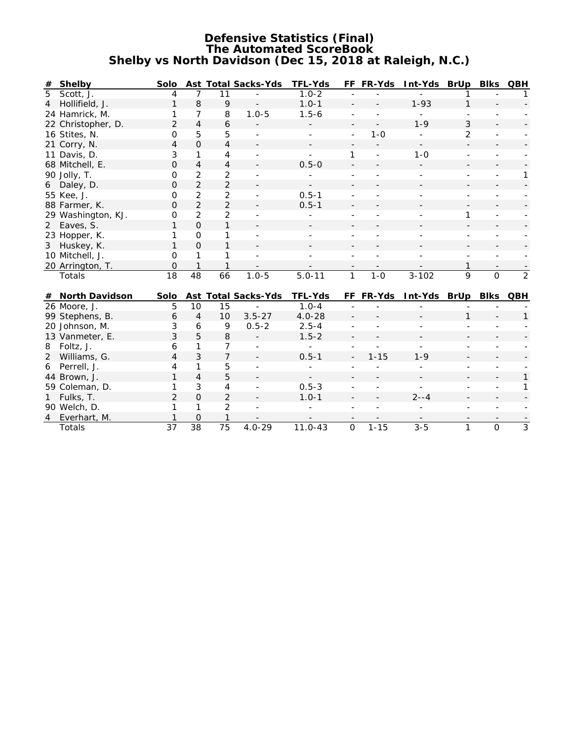# Defensive Statistics (Final)
## The Automated ScoreBook
## Shelby vs North Davidson (Dec 15, 2018 at Raleigh, N.C.)

| # | Shelby | Solo | Ast | Total | Sacks-Yds | TFL-Yds | FF | FR-Yds | Int-Yds | BrUp | Blks | QBH |
|---|---|---|---|---|---|---|---|---|---|---|---|---|
| 5 | Scott, J. | 4 | 7 | 11 | - | 1.0-2 | - | - | - | 1 | - | 1 |
| 4 | Hollifield, J. | 1 | 8 | 9 | - | 1.0-1 | - | - | 1-93 | 1 | - | - |
| 24 | Hamrick, M. | 1 | 7 | 8 | 1.0-5 | 1.5-6 | - | - | - | - | - | - |
| 22 | Christopher, D. | 2 | 4 | 6 | - | - | - | - | 1-9 | 3 | - | - |
| 16 | Stites, N. | 0 | 5 | 5 | - | - | - | 1-0 | - | 2 | - | - |
| 21 | Corry, N. | 4 | 0 | 4 | - | - | - | - | - | - | - | - |
| 11 | Davis, D. | 3 | 1 | 4 | - | - | 1 | - | 1-0 | - | - | - |
| 68 | Mitchell, E. | 0 | 4 | 4 | - | 0.5-0 | - | - | - | - | - | - |
| 90 | Jolly, T. | 0 | 2 | 2 | - | - | - | - | - | - | - | 1 |
| 6 | Daley, D. | 0 | 2 | 2 | - | - | - | - | - | - | - | - |
| 55 | Kee, J. | 0 | 2 | 2 | - | 0.5-1 | - | - | - | - | - | - |
| 88 | Farmer, K. | 0 | 2 | 2 | - | 0.5-1 | - | - | - | - | - | - |
| 29 | Washington, KJ. | 0 | 2 | 2 | - | - | - | - | - | 1 | - | - |
| 2 | Eaves, S. | 1 | 0 | 1 | - | - | - | - | - | - | - | - |
| 23 | Hopper, K. | 1 | 0 | 1 | - | - | - | - | - | - | - | - |
| 3 | Huskey, K. | 1 | 0 | 1 | - | - | - | - | - | - | - | - |
| 10 | Mitchell, J. | 0 | 1 | 1 | - | - | - | - | - | - | - | - |
| 20 | Arrington, T. | 0 | 1 | 1 | - | - | - | - | - | 1 | - | - |
| | Totals | 18 | 48 | 66 | 1.0-5 | 5.0-11 | 1 | 1-0 | 3-102 | 9 | 0 | 2 |

| # | North Davidson | Solo | Ast | Total | Sacks-Yds | TFL-Yds | FF | FR-Yds | Int-Yds | BrUp | Blks | QBH |
|---|---|---|---|---|---|---|---|---|---|---|---|---|
| 26 | Moore, J. | 5 | 10 | 15 | - | 1.0-4 | - | - | - | - | - | - |
| 99 | Stephens, B. | 6 | 4 | 10 | 3.5-27 | 4.0-28 | - | - | - | 1 | - | 1 |
| 20 | Johnson, M. | 3 | 6 | 9 | 0.5-2 | 2.5-4 | - | - | - | - | - | - |
| 13 | Vanmeter, E. | 3 | 5 | 8 | - | 1.5-2 | - | - | - | - | - | - |
| 8 | Foltz, J. | 6 | 1 | 7 | - | - | - | - | - | - | - | - |
| 2 | Williams, G. | 4 | 3 | 7 | - | 0.5-1 | - | 1-15 | 1-9 | - | - | - |
| 6 | Perrell, J. | 4 | 1 | 5 | - | - | - | - | - | - | - | - |
| 44 | Brown, J. | 1 | 4 | 5 | - | - | - | - | - | - | - | 1 |
| 59 | Coleman, D. | 1 | 3 | 4 | - | 0.5-3 | - | - | - | - | - | 1 |
| 1 | Fulks, T. | 2 | 0 | 2 | - | 1.0-1 | - | - | 2--4 | - | - | - |
| 90 | Welch, D. | 1 | 1 | 2 | - | - | - | - | - | - | - | - |
| 4 | Everhart, M. | 1 | 0 | 1 | - | - | - | - | - | - | - | - |
| | Totals | 37 | 38 | 75 | 4.0-29 | 11.0-43 | 0 | 1-15 | 3-5 | 1 | 0 | 3 |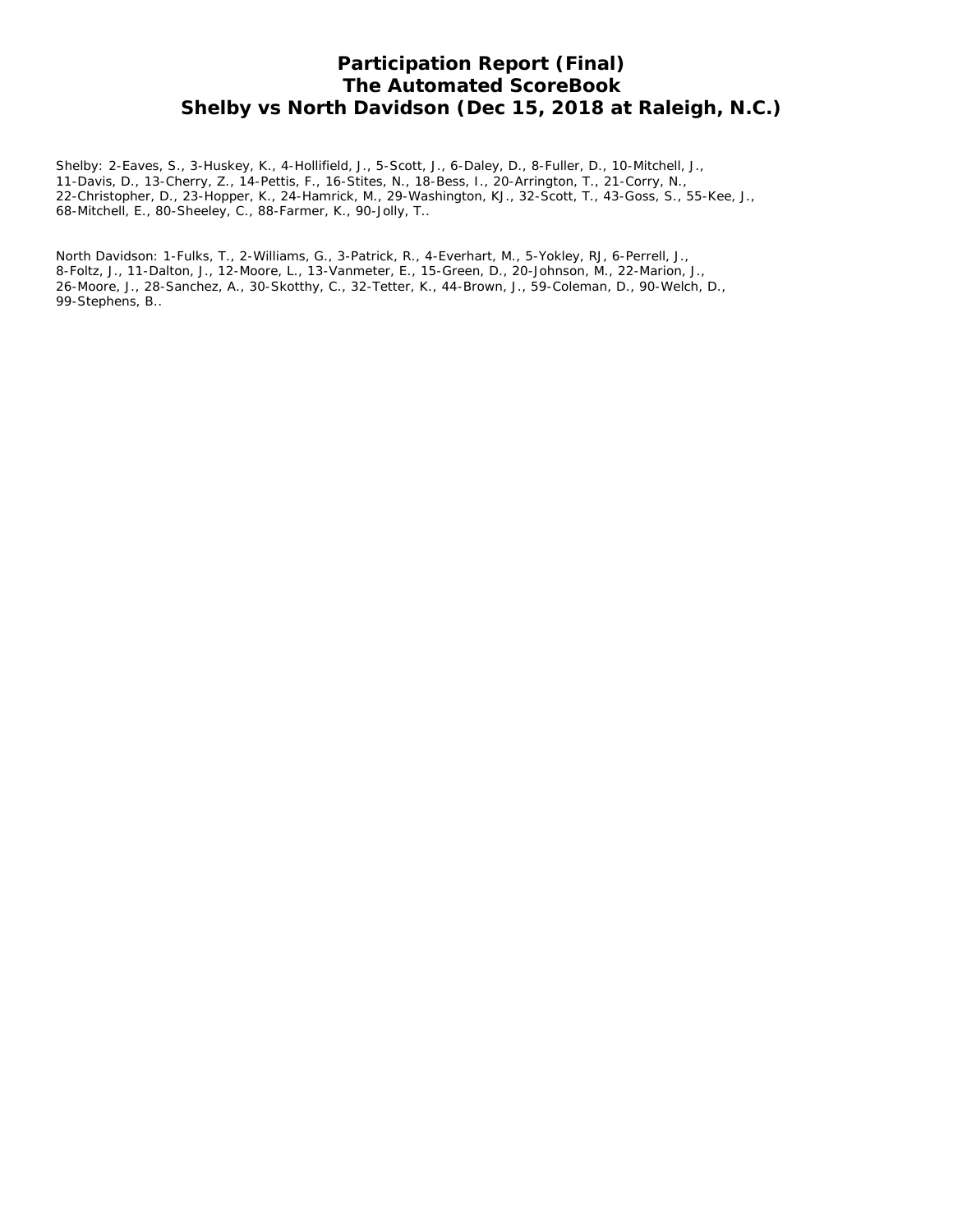# Participation Report (Final)
# The Automated ScoreBook
# Shelby vs North Davidson (Dec 15, 2018 at Raleigh, N.C.)

Shelby: 2-Eaves, S., 3-Huskey, K., 4-Hollifield, J., 5-Scott, J., 6-Daley, D., 8-Fuller, D., 10-Mitchell, J., 11-Davis, D., 13-Cherry, Z., 14-Pettis, F., 16-Stites, N., 18-Bess, I., 20-Arrington, T., 21-Corry, N., 22-Christopher, D., 23-Hopper, K., 24-Hamrick, M., 29-Washington, KJ., 32-Scott, T., 43-Goss, S., 55-Kee, J., 68-Mitchell, E., 80-Sheeley, C., 88-Farmer, K., 90-Jolly, T..

North Davidson: 1-Fulks, T., 2-Williams, G., 3-Patrick, R., 4-Everhart, M., 5-Yokley, RJ, 6-Perrell, J., 8-Foltz, J., 11-Dalton, J., 12-Moore, L., 13-Vanmeter, E., 15-Green, D., 20-Johnson, M., 22-Marion, J., 26-Moore, J., 28-Sanchez, A., 30-Skotthy, C., 32-Tetter, K., 44-Brown, J., 59-Coleman, D., 90-Welch, D., 99-Stephens, B..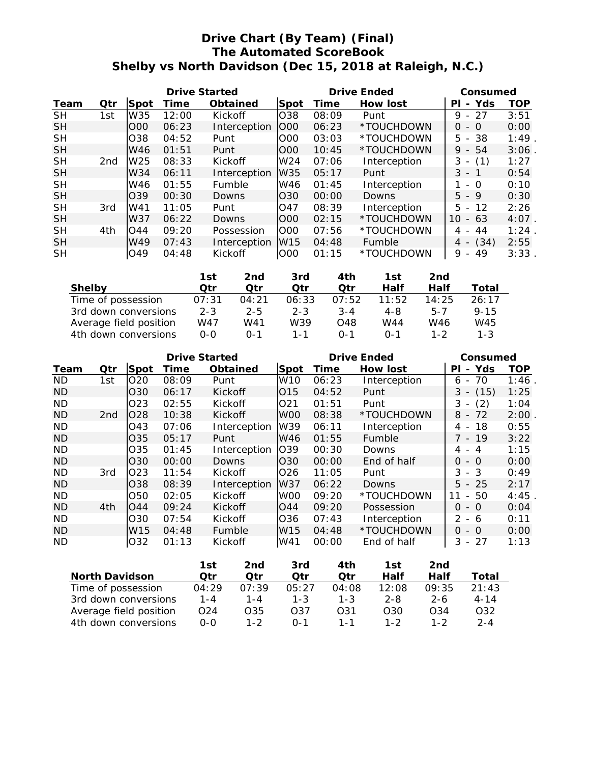# Drive Chart (By Team) (Final)
## The Automated ScoreBook
## Shelby vs North Davidson (Dec 15, 2018 at Raleigh, N.C.)

| | | Drive Started | | | Drive Ended | | | Consumed | |
|---|---|---|---|---|---|---|---|---|---|
| Team | Qtr | Spot | Time | Obtained | Spot | Time | How lost | Pl - Yds | TOP |
| SH | 1st | W35 | 12:00 | Kickoff | O38 | 08:09 | Punt | 9 - 27 | 3:51 |
| SH | | O00 | 06:23 | Interception | O00 | 06:23 | *TOUCHDOWN | 0 - 0 | 0:00 |
| SH | | O38 | 04:52 | Punt | O00 | 03:03 | *TOUCHDOWN | 5 - 38 | 1:49 . |
| SH | | W46 | 01:51 | Punt | O00 | 10:45 | *TOUCHDOWN | 9 - 54 | 3:06 . |
| SH | 2nd | W25 | 08:33 | Kickoff | W24 | 07:06 | Interception | 3 - (1) | 1:27 |
| SH | | W34 | 06:11 | Interception | W35 | 05:17 | Punt | 3 - 1 | 0:54 |
| SH | | W46 | 01:55 | Fumble | W46 | 01:45 | Interception | 1 - 0 | 0:10 |
| SH | | O39 | 00:30 | Downs | O30 | 00:00 | Downs | 5 - 9 | 0:30 |
| SH | 3rd | W41 | 11:05 | Punt | O47 | 08:39 | Interception | 5 - 12 | 2:26 |
| SH | | W37 | 06:22 | Downs | O00 | 02:15 | *TOUCHDOWN | 10 - 63 | 4:07 . |
| SH | 4th | O44 | 09:20 | Possession | O00 | 07:56 | *TOUCHDOWN | 4 - 44 | 1:24 . |
| SH | | W49 | 07:43 | Interception | W15 | 04:48 | Fumble | 4 - (34) | 2:55 |
| SH | | O49 | 04:48 | Kickoff | O00 | 01:15 | *TOUCHDOWN | 9 - 49 | 3:33 . |

| Shelby | 1st Qtr | 2nd Qtr | 3rd Qtr | 4th Qtr | 1st Half | 2nd Half | Total |
|---|---|---|---|---|---|---|---|
| Time of possession | 07:31 | 04:21 | 06:33 | 07:52 | 11:52 | 14:25 | 26:17 |
| 3rd down conversions | 2-3 | 2-5 | 2-3 | 3-4 | 4-8 | 5-7 | 9-15 |
| Average field position | W47 | W41 | W39 | O48 | W44 | W46 | W45 |
| 4th down conversions | 0-0 | 0-1 | 1-1 | 0-1 | 0-1 | 1-2 | 1-3 |

| | | Drive Started | | | Drive Ended | | | Consumed | |
|---|---|---|---|---|---|---|---|---|---|
| Team | Qtr | Spot | Time | Obtained | Spot | Time | How lost | Pl - Yds | TOP |
| ND | 1st | O20 | 08:09 | Punt | W10 | 06:23 | Interception | 6 - 70 | 1:46 . |
| ND | | O30 | 06:17 | Kickoff | O15 | 04:52 | Punt | 3 - (15) | 1:25 |
| ND | | O23 | 02:55 | Kickoff | O21 | 01:51 | Punt | 3 - (2) | 1:04 |
| ND | 2nd | O28 | 10:38 | Kickoff | W00 | 08:38 | *TOUCHDOWN | 8 - 72 | 2:00 . |
| ND | | O43 | 07:06 | Interception | W39 | 06:11 | Interception | 4 - 18 | 0:55 |
| ND | | O35 | 05:17 | Punt | W46 | 01:55 | Fumble | 7 - 19 | 3:22 |
| ND | | O35 | 01:45 | Interception | O39 | 00:30 | Downs | 4 - 4 | 1:15 |
| ND | | O30 | 00:00 | Downs | O30 | 00:00 | End of half | 0 - 0 | 0:00 |
| ND | 3rd | O23 | 11:54 | Kickoff | O26 | 11:05 | Punt | 3 - 3 | 0:49 |
| ND | | O38 | 08:39 | Interception | W37 | 06:22 | Downs | 5 - 25 | 2:17 |
| ND | | O50 | 02:05 | Kickoff | W00 | 09:20 | *TOUCHDOWN | 11 - 50 | 4:45 . |
| ND | 4th | O44 | 09:24 | Kickoff | O44 | 09:20 | Possession | 0 - 0 | 0:04 |
| ND | | O30 | 07:54 | Kickoff | O36 | 07:43 | Interception | 2 - 6 | 0:11 |
| ND | | W15 | 04:48 | Fumble | W15 | 04:48 | *TOUCHDOWN | 0 - 0 | 0:00 |
| ND | | O32 | 01:13 | Kickoff | W41 | 00:00 | End of half | 3 - 27 | 1:13 |

| North Davidson | 1st Qtr | 2nd Qtr | 3rd Qtr | 4th Qtr | 1st Half | 2nd Half | Total |
|---|---|---|---|---|---|---|---|
| Time of possession | 04:29 | 07:39 | 05:27 | 04:08 | 12:08 | 09:35 | 21:43 |
| 3rd down conversions | 1-4 | 1-4 | 1-3 | 1-3 | 2-8 | 2-6 | 4-14 |
| Average field position | O24 | O35 | O37 | O31 | O30 | O34 | O32 |
| 4th down conversions | 0-0 | 1-2 | 0-1 | 1-1 | 1-2 | 1-2 | 2-4 |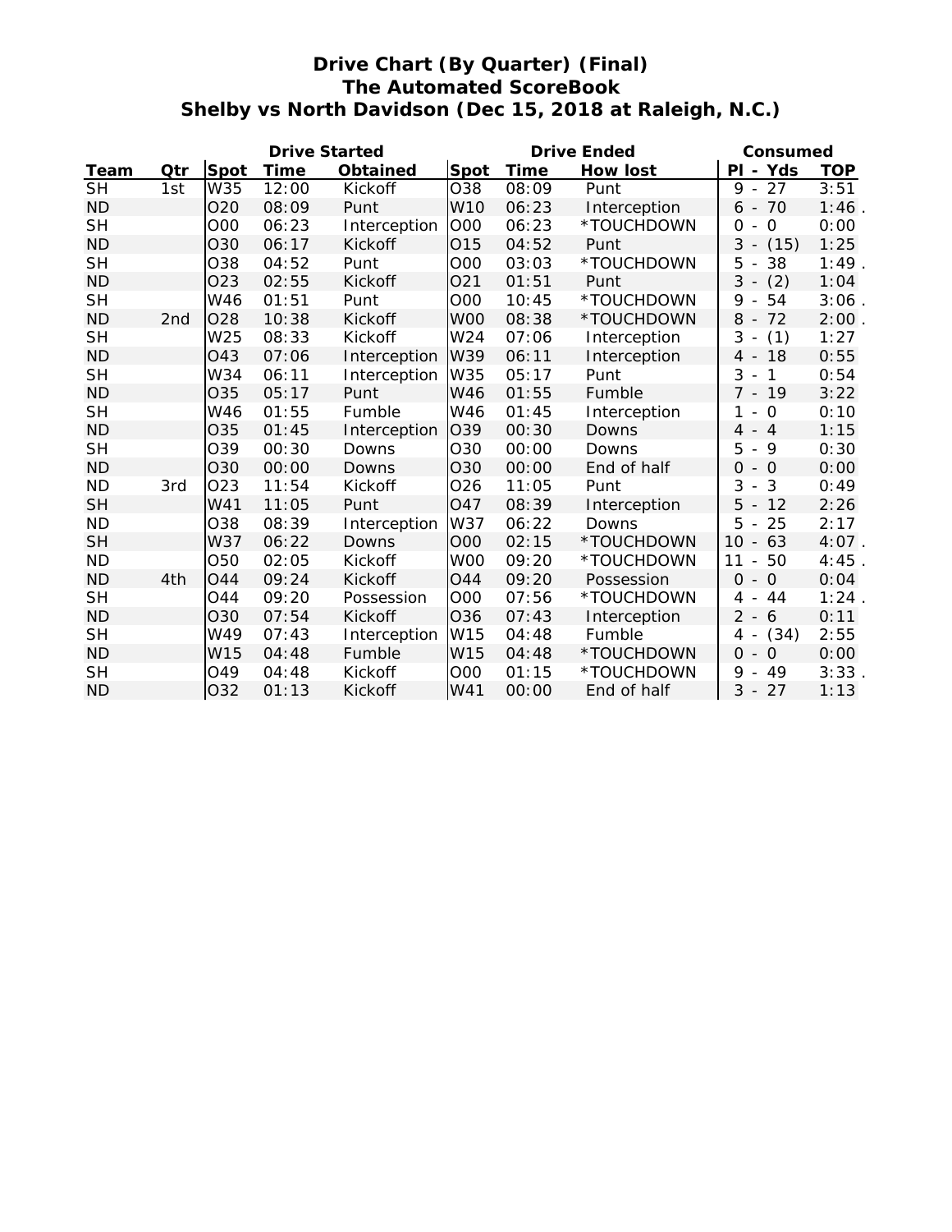# Drive Chart (By Quarter) (Final)
## The Automated ScoreBook
## Shelby vs North Davidson (Dec 15, 2018 at Raleigh, N.C.)

| | | Drive Started | | | Drive Ended | | | Consumed | |
|---|---|---|---|---|---|---|---|---|---|
| Team | Qtr | Spot | Time | Obtained | Spot | Time | How lost | Pl - Yds | TOP |
| SH | 1st | W35 | 12:00 | Kickoff | O38 | 08:09 | Punt | 9 - 27 | 3:51 |
| ND | | O20 | 08:09 | Punt | W10 | 06:23 | Interception | 6 - 70 | 1:46 . |
| SH | | O00 | 06:23 | Interception | O00 | 06:23 | *TOUCHDOWN | 0 - 0 | 0:00 |
| ND | | O30 | 06:17 | Kickoff | O15 | 04:52 | Punt | 3 - (15) | 1:25 |
| SH | | O38 | 04:52 | Punt | O00 | 03:03 | *TOUCHDOWN | 5 - 38 | 1:49 . |
| ND | | O23 | 02:55 | Kickoff | O21 | 01:51 | Punt | 3 - (2) | 1:04 |
| SH | | W46 | 01:51 | Punt | O00 | 10:45 | *TOUCHDOWN | 9 - 54 | 3:06 . |
| ND | 2nd | O28 | 10:38 | Kickoff | W00 | 08:38 | *TOUCHDOWN | 8 - 72 | 2:00 . |
| SH | | W25 | 08:33 | Kickoff | W24 | 07:06 | Interception | 3 - (1) | 1:27 |
| ND | | O43 | 07:06 | Interception | W39 | 06:11 | Interception | 4 - 18 | 0:55 |
| SH | | W34 | 06:11 | Interception | W35 | 05:17 | Punt | 3 - 1 | 0:54 |
| ND | | O35 | 05:17 | Punt | W46 | 01:55 | Fumble | 7 - 19 | 3:22 |
| SH | | W46 | 01:55 | Fumble | W46 | 01:45 | Interception | 1 - 0 | 0:10 |
| ND | | O35 | 01:45 | Interception | O39 | 00:30 | Downs | 4 - 4 | 1:15 |
| SH | | O39 | 00:30 | Downs | O30 | 00:00 | Downs | 5 - 9 | 0:30 |
| ND | | O30 | 00:00 | Downs | O30 | 00:00 | End of half | 0 - 0 | 0:00 |
| ND | 3rd | O23 | 11:54 | Kickoff | O26 | 11:05 | Punt | 3 - 3 | 0:49 |
| SH | | W41 | 11:05 | Punt | O47 | 08:39 | Interception | 5 - 12 | 2:26 |
| ND | | O38 | 08:39 | Interception | W37 | 06:22 | Downs | 5 - 25 | 2:17 |
| SH | | W37 | 06:22 | Downs | O00 | 02:15 | *TOUCHDOWN | 10 - 63 | 4:07 . |
| ND | | O50 | 02:05 | Kickoff | W00 | 09:20 | *TOUCHDOWN | 11 - 50 | 4:45 . |
| ND | 4th | O44 | 09:24 | Kickoff | O44 | 09:20 | Possession | 0 - 0 | 0:04 |
| SH | | O44 | 09:20 | Possession | O00 | 07:56 | *TOUCHDOWN | 4 - 44 | 1:24 . |
| ND | | O30 | 07:54 | Kickoff | O36 | 07:43 | Interception | 2 - 6 | 0:11 |
| SH | | W49 | 07:43 | Interception | W15 | 04:48 | Fumble | 4 - (34) | 2:55 |
| ND | | W15 | 04:48 | Fumble | W15 | 04:48 | *TOUCHDOWN | 0 - 0 | 0:00 |
| SH | | O49 | 04:48 | Kickoff | O00 | 01:15 | *TOUCHDOWN | 9 - 49 | 3:33 . |
| ND | | O32 | 01:13 | Kickoff | W41 | 00:00 | End of half | 3 - 27 | 1:13 |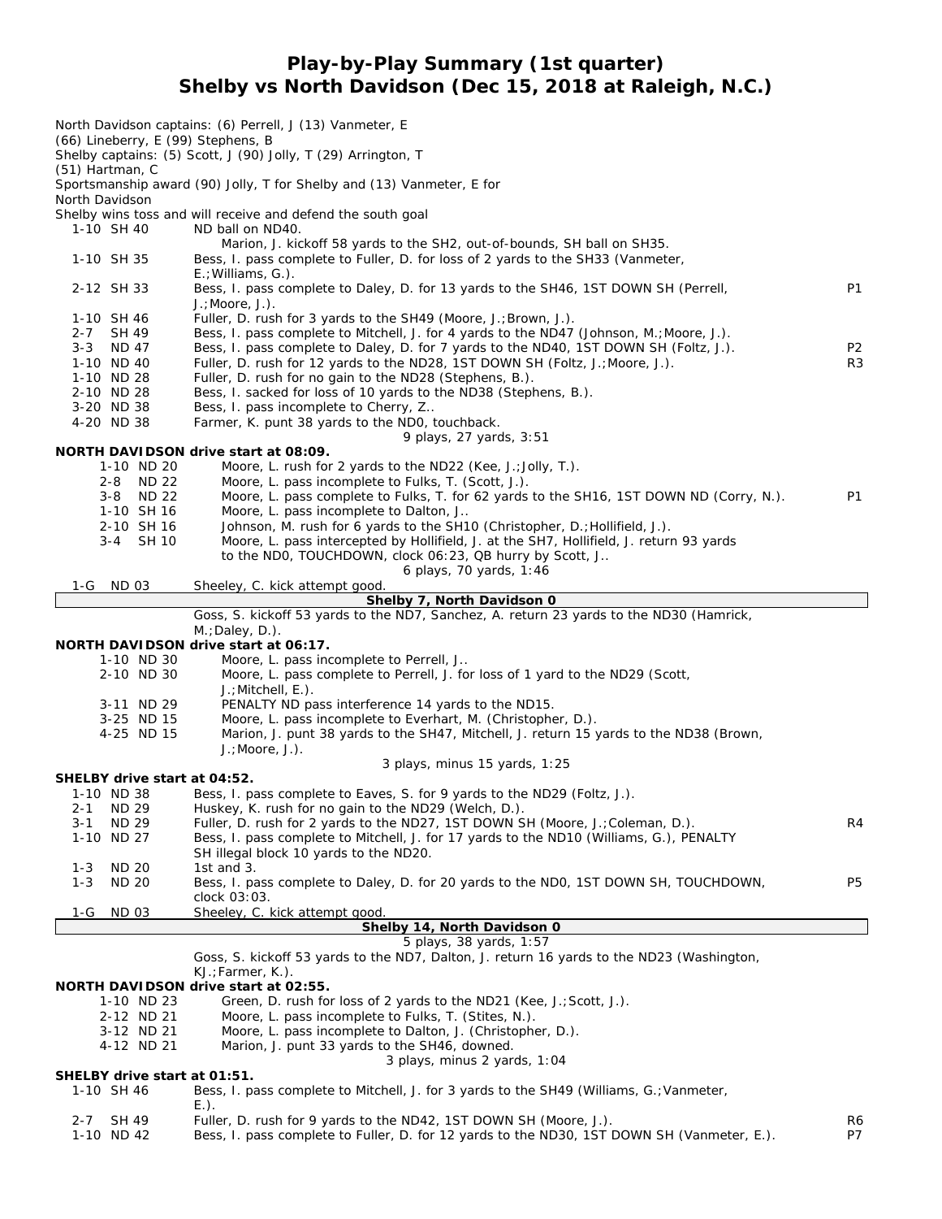# Play-by-Play Summary (1st quarter)
## Shelby vs North Davidson (Dec 15, 2018 at Raleigh, N.C.)

North Davidson captains: (6) Perrell, J (13) Vanmeter, E (66) Lineberry, E (99) Stephens, B
Shelby captains: (5) Scott, J (90) Jolly, T (29) Arrington, T (51) Hartman, C
Sportsmanship award (90) Jolly, T for Shelby and (13) Vanmeter, E for North Davidson
Shelby wins toss and will receive and defend the south goal

| | | |
|---|---|---|
| 1-10 SH 40 | ND ball on ND40. | |
| | Marion, J. kickoff 58 yards to the SH2, out-of-bounds, SH ball on SH35. | |
| 1-10 SH 35 | Bess, I. pass complete to Fuller, D. for loss of 2 yards to the SH33 (Vanmeter, E.;Williams, G.). | |
| 2-12 SH 33 | Bess, I. pass complete to Daley, D. for 13 yards to the SH46, 1ST DOWN SH (Perrell, J.;Moore, J.). | P1 |
| 1-10 SH 46 | Fuller, D. rush for 3 yards to the SH49 (Moore, J.;Brown, J.). | |
| 2-7 SH 49 | Bess, I. pass complete to Mitchell, J. for 4 yards to the ND47 (Johnson, M.;Moore, J.). | |
| 3-3 ND 47 | Bess, I. pass complete to Daley, D. for 7 yards to the ND40, 1ST DOWN SH (Foltz, J.). | P2 |
| 1-10 ND 40 | Fuller, D. rush for 12 yards to the ND28, 1ST DOWN SH (Foltz, J.;Moore, J.). | R3 |
| 1-10 ND 28 | Fuller, D. rush for no gain to the ND28 (Stephens, B.). | |
| 2-10 ND 28 | Bess, I. sacked for loss of 10 yards to the ND38 (Stephens, B.). | |
| 3-20 ND 38 | Bess, I. pass incomplete to Cherry, Z.. | |
| 4-20 ND 38 | Farmer, K. punt 38 yards to the ND0, touchback. | |
| | 9 plays, 27 yards, 3:51 | |

**NORTH DAVIDSON drive start at 08:09.**

| | | |
|---|---|---|
| 1-10 ND 20 | Moore, L. rush for 2 yards to the ND22 (Kee, J.;Jolly, T.). | |
| 2-8 ND 22 | Moore, L. pass incomplete to Fulks, T. (Scott, J.). | |
| 3-8 ND 22 | Moore, L. pass complete to Fulks, T. for 62 yards to the SH16, 1ST DOWN ND (Corry, N.). | P1 |
| 1-10 SH 16 | Moore, L. pass incomplete to Dalton, J.. | |
| 2-10 SH 16 | Johnson, M. rush for 6 yards to the SH10 (Christopher, D.;Hollifield, J.). | |
| 3-4 SH 10 | Moore, L. pass intercepted by Hollifield, J. at the SH7, Hollifield, J. return 93 yards to the ND0, TOUCHDOWN, clock 06:23, QB hurry by Scott, J.. | |
| | 6 plays, 70 yards, 1:46 | |
| 1-G ND 03 | Sheeley, C. kick attempt good. | |

**Shelby 7, North Davidson 0**

Goss, S. kickoff 53 yards to the ND7, Sanchez, A. return 23 yards to the ND30 (Hamrick, M.;Daley, D.).

**NORTH DAVIDSON drive start at 06:17.**

| | | |
|---|---|---|
| 1-10 ND 30 | Moore, L. pass incomplete to Perrell, J.. | |
| 2-10 ND 30 | Moore, L. pass complete to Perrell, J. for loss of 1 yard to the ND29 (Scott, J.;Mitchell, E.). | |
| 3-11 ND 29 | PENALTY ND pass interference 14 yards to the ND15. | |
| 3-25 ND 15 | Moore, L. pass incomplete to Everhart, M. (Christopher, D.). | |
| 4-25 ND 15 | Marion, J. punt 38 yards to the SH47, Mitchell, J. return 15 yards to the ND38 (Brown, J.;Moore, J.). | |
| | 3 plays, minus 15 yards, 1:25 | |

**SHELBY drive start at 04:52.**

| | | |
|---|---|---|
| 1-10 ND 38 | Bess, I. pass complete to Eaves, S. for 9 yards to the ND29 (Foltz, J.). | |
| 2-1 ND 29 | Huskey, K. rush for no gain to the ND29 (Welch, D.). | |
| 3-1 ND 29 | Fuller, D. rush for 2 yards to the ND27, 1ST DOWN SH (Moore, J.;Coleman, D.). | R4 |
| 1-10 ND 27 | Bess, I. pass complete to Mitchell, J. for 17 yards to the ND10 (Williams, G.), PENALTY SH illegal block 10 yards to the ND20. | |
| 1-3 ND 20 | 1st and 3. | |
| 1-3 ND 20 | Bess, I. pass complete to Daley, D. for 20 yards to the ND0, 1ST DOWN SH, TOUCHDOWN, clock 03:03. | P5 |
| 1-G ND 03 | Sheeley, C. kick attempt good. | |

**Shelby 14, North Davidson 0**

5 plays, 38 yards, 1:57

Goss, S. kickoff 53 yards to the ND7, Dalton, J. return 16 yards to the ND23 (Washington, KJ.;Farmer, K.).

**NORTH DAVIDSON drive start at 02:55.**

| | | |
|---|---|---|
| 1-10 ND 23 | Green, D. rush for loss of 2 yards to the ND21 (Kee, J.;Scott, J.). | |
| 2-12 ND 21 | Moore, L. pass incomplete to Fulks, T. (Stites, N.). | |
| 3-12 ND 21 | Moore, L. pass incomplete to Dalton, J. (Christopher, D.). | |
| 4-12 ND 21 | Marion, J. punt 33 yards to the SH46, downed. | |
| | 3 plays, minus 2 yards, 1:04 | |

**SHELBY drive start at 01:51.**

| | | |
|---|---|---|
| 1-10 SH 46 | Bess, I. pass complete to Mitchell, J. for 3 yards to the SH49 (Williams, G.;Vanmeter, E.). | |
| 2-7 SH 49 | Fuller, D. rush for 9 yards to the ND42, 1ST DOWN SH (Moore, J.). | R6 |
| 1-10 ND 42 | Bess, I. pass complete to Fuller, D. for 12 yards to the ND30, 1ST DOWN SH (Vanmeter, E.). | P7 |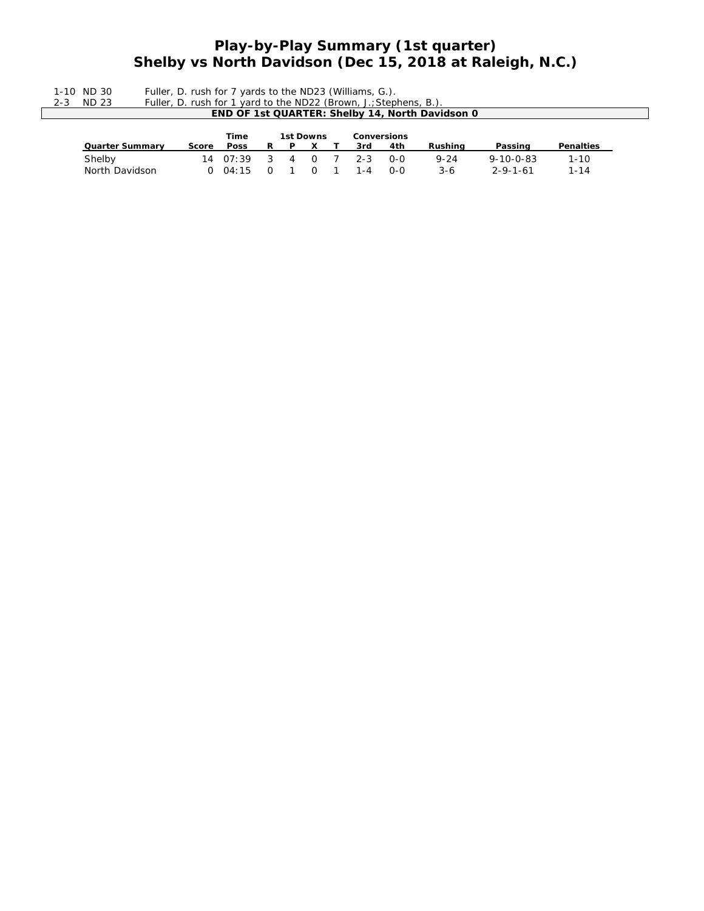# Play-by-Play Summary (1st quarter)
# Shelby vs North Davidson (Dec 15, 2018 at Raleigh, N.C.)

| | | |
|---|---|---|
| 1-10 | ND 30 | Fuller, D. rush for 7 yards to the ND23 (Williams, G.). |
| 2-3 | ND 23 | Fuller, D. rush for 1 yard to the ND22 (Brown, J.;Stephens, B.). |

**END OF 1st QUARTER: Shelby 14, North Davidson 0**

| Quarter Summary | Score | Time Poss | 1st Downs R | P | X | T | Conversions 3rd | 4th | Rushing | Passing | Penalties |
|---|---|---|---|---|---|---|---|---|---|---|---|
| Shelby | 14 | 07:39 | 3 | 4 | 0 | 7 | 2-3 | 0-0 | 9-24 | 9-10-0-83 | 1-10 |
| North Davidson | 0 | 04:15 | 0 | 1 | 0 | 1 | 1-4 | 0-0 | 3-6 | 2-9-1-61 | 1-14 |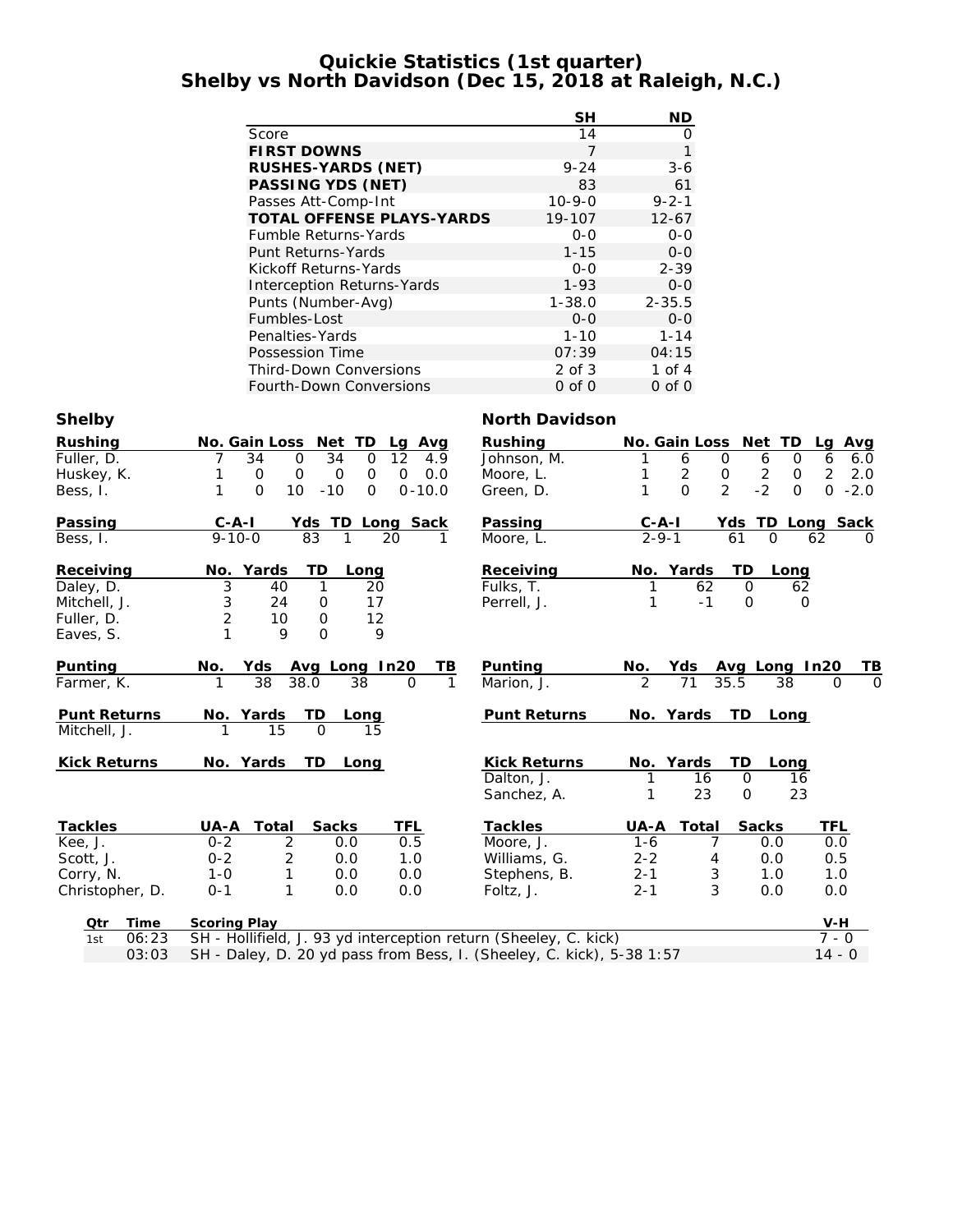# Quickie Statistics (1st quarter)
## Shelby vs North Davidson (Dec 15, 2018 at Raleigh, N.C.)

| | SH | ND |
|---|---|---|
| Score | 14 | 0 |
| **FIRST DOWNS** | 7 | 1 |
| **RUSHES-YARDS (NET)** | 9-24 | 3-6 |
| **PASSING YDS (NET)** | 83 | 61 |
| Passes Att-Comp-Int | 10-9-0 | 9-2-1 |
| **TOTAL OFFENSE PLAYS-YARDS** | 19-107 | 12-67 |
| Fumble Returns-Yards | 0-0 | 0-0 |
| Punt Returns-Yards | 1-15 | 0-0 |
| Kickoff Returns-Yards | 0-0 | 2-39 |
| Interception Returns-Yards | 1-93 | 0-0 |
| Punts (Number-Avg) | 1-38.0 | 2-35.5 |
| Fumbles-Lost | 0-0 | 0-0 |
| Penalties-Yards | 1-10 | 1-14 |
| Possession Time | 07:39 | 04:15 |
| Third-Down Conversions | 2 of 3 | 1 of 4 |
| Fourth-Down Conversions | 0 of 0 | 0 of 0 |

### Shelby

| Rushing | No. | Gain | Loss | Net | TD | Lg | Avg |
|---|---|---|---|---|---|---|---|
| Fuller, D. | 7 | 34 | 0 | 34 | 0 | 12 | 4.9 |
| Huskey, K. | 1 | 0 | 0 | 0 | 0 | 0 | 0.0 |
| Bess, I. | 1 | 0 | 10 | -10 | 0 | 0 | -10.0 |

| Passing | C-A-I | Yds | TD | Long | Sack |
|---|---|---|---|---|---|
| Bess, I. | 9-10-0 | 83 | 1 | 20 | 1 |

| Receiving | No. | Yards | TD | Long |
|---|---|---|---|---|
| Daley, D. | 3 | 40 | 1 | 20 |
| Mitchell, J. | 3 | 24 | 0 | 17 |
| Fuller, D. | 2 | 10 | 0 | 12 |
| Eaves, S. | 1 | 9 | 0 | 9 |

| Punting | No. | Yds | Avg | Long | In20 | TB |
|---|---|---|---|---|---|---|
| Farmer, K. | 1 | 38 | 38.0 | 38 | 0 | 1 |

| Punt Returns | No. | Yards | TD | Long |
|---|---|---|---|---|
| Mitchell, J. | 1 | 15 | 0 | 15 |

| Kick Returns | No. | Yards | TD | Long |
|---|---|---|---|---|

| Tackles | UA-A | Total | Sacks | TFL |
|---|---|---|---|---|
| Kee, J. | 0-2 | 2 | 0.0 | 0.5 |
| Scott, J. | 0-2 | 2 | 0.0 | 1.0 |
| Corry, N. | 1-0 | 1 | 0.0 | 0.0 |
| Christopher, D. | 0-1 | 1 | 0.0 | 0.0 |

### North Davidson

| Rushing | No. | Gain | Loss | Net | TD | Lg | Avg |
|---|---|---|---|---|---|---|---|
| Johnson, M. | 1 | 6 | 0 | 6 | 0 | 6 | 6.0 |
| Moore, L. | 1 | 2 | 0 | 2 | 0 | 2 | 2.0 |
| Green, D. | 1 | 0 | 2 | -2 | 0 | 0 | -2.0 |

| Passing | C-A-I | Yds | TD | Long | Sack |
|---|---|---|---|---|---|
| Moore, L. | 2-9-1 | 61 | 0 | 62 | 0 |

| Receiving | No. | Yards | TD | Long |
|---|---|---|---|---|
| Fulks, T. | 1 | 62 | 0 | 62 |
| Perrell, J. | 1 | -1 | 0 | 0 |

| Punting | No. | Yds | Avg | Long | In20 | TB |
|---|---|---|---|---|---|---|
| Marion, J. | 2 | 71 | 35.5 | 38 | 0 | 0 |

| Punt Returns | No. | Yards | TD | Long |
|---|---|---|---|---|

| Kick Returns | No. | Yards | TD | Long |
|---|---|---|---|---|
| Dalton, J. | 1 | 16 | 0 | 16 |
| Sanchez, A. | 1 | 23 | 0 | 23 |

| Tackles | UA-A | Total | Sacks | TFL |
|---|---|---|---|---|
| Moore, J. | 1-6 | 7 | 0.0 | 0.0 |
| Williams, G. | 2-2 | 4 | 0.0 | 0.5 |
| Stephens, B. | 2-1 | 3 | 1.0 | 1.0 |
| Foltz, J. | 2-1 | 3 | 0.0 | 0.0 |

| Qtr | Time | Scoring Play | V-H |
|---|---|---|---|
| 1st | 06:23 | SH - Hollifield, J. 93 yd interception return (Sheeley, C. kick) | 7 - 0 |
| | 03:03 | SH - Daley, D. 20 yd pass from Bess, I. (Sheeley, C. kick), 5-38 1:57 | 14 - 0 |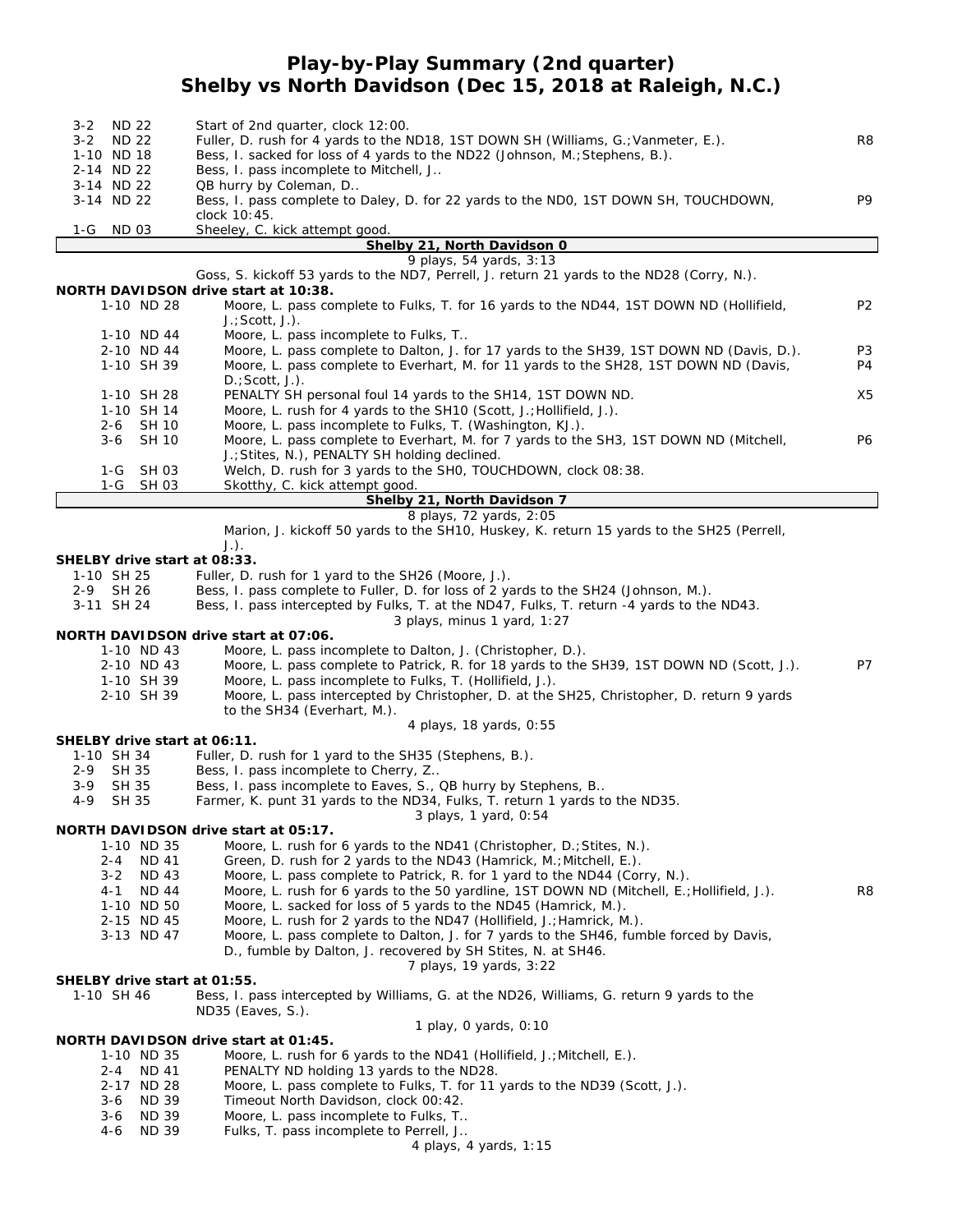# Play-by-Play Summary (2nd quarter)
## Shelby vs North Davidson (Dec 15, 2018 at Raleigh, N.C.)

| | | |
|---|---|---|
| 3-2 ND 22 | Start of 2nd quarter, clock 12:00. | |
| 3-2 ND 22 | Fuller, D. rush for 4 yards to the ND18, 1ST DOWN SH (Williams, G.;Vanmeter, E.). | R8 |
| 1-10 ND 18 | Bess, I. sacked for loss of 4 yards to the ND22 (Johnson, M.;Stephens, B.). | |
| 2-14 ND 22 | Bess, I. pass incomplete to Mitchell, J.. | |
| 3-14 ND 22 | QB hurry by Coleman, D.. | |
| 3-14 ND 22 | Bess, I. pass complete to Daley, D. for 22 yards to the ND0, 1ST DOWN SH, TOUCHDOWN, clock 10:45. | P9 |
| 1-G ND 03 | Sheeley, C. kick attempt good. | |

**Shelby 21, North Davidson 0**

9 plays, 54 yards, 3:13

Goss, S. kickoff 53 yards to the ND7, Perrell, J. return 21 yards to the ND28 (Corry, N.).

**NORTH DAVIDSON drive start at 10:38.**

| | | |
|---|---|---|
| 1-10 ND 28 | Moore, L. pass complete to Fulks, T. for 16 yards to the ND44, 1ST DOWN ND (Hollifield, J.;Scott, J.). | P2 |
| 1-10 ND 44 | Moore, L. pass incomplete to Fulks, T.. | |
| 2-10 ND 44 | Moore, L. pass complete to Dalton, J. for 17 yards to the SH39, 1ST DOWN ND (Davis, D.). | P3 |
| 1-10 SH 39 | Moore, L. pass complete to Everhart, M. for 11 yards to the SH28, 1ST DOWN ND (Davis, D.;Scott, J.). | P4 |
| 1-10 SH 28 | PENALTY SH personal foul 14 yards to the SH14, 1ST DOWN ND. | X5 |
| 1-10 SH 14 | Moore, L. rush for 4 yards to the SH10 (Scott, J.;Hollifield, J.). | |
| 2-6 SH 10 | Moore, L. pass incomplete to Fulks, T. (Washington, KJ.). | |
| 3-6 SH 10 | Moore, L. pass complete to Everhart, M. for 7 yards to the SH3, 1ST DOWN ND (Mitchell, J.;Stites, N.), PENALTY SH holding declined. | P6 |
| 1-G SH 03 | Welch, D. rush for 3 yards to the SH0, TOUCHDOWN, clock 08:38. | |
| 1-G SH 03 | Skotthy, C. kick attempt good. | |

**Shelby 21, North Davidson 7**

8 plays, 72 yards, 2:05

Marion, J. kickoff 50 yards to the SH10, Huskey, K. return 15 yards to the SH25 (Perrell, J.).

**SHELBY drive start at 08:33.**

| | | |
|---|---|---|
| 1-10 SH 25 | Fuller, D. rush for 1 yard to the SH26 (Moore, J.). | |
| 2-9 SH 26 | Bess, I. pass complete to Fuller, D. for loss of 2 yards to the SH24 (Johnson, M.). | |
| 3-11 SH 24 | Bess, I. pass intercepted by Fulks, T. at the ND47, Fulks, T. return -4 yards to the ND43. | |

3 plays, minus 1 yard, 1:27

**NORTH DAVIDSON drive start at 07:06.**

| | | |
|---|---|---|
| 1-10 ND 43 | Moore, L. pass incomplete to Dalton, J. (Christopher, D.). | |
| 2-10 ND 43 | Moore, L. pass complete to Patrick, R. for 18 yards to the SH39, 1ST DOWN ND (Scott, J.). | P7 |
| 1-10 SH 39 | Moore, L. pass incomplete to Fulks, T. (Hollifield, J.). | |
| 2-10 SH 39 | Moore, L. pass intercepted by Christopher, D. at the SH25, Christopher, D. return 9 yards to the SH34 (Everhart, M.). | |

4 plays, 18 yards, 0:55

**SHELBY drive start at 06:11.**

| | | |
|---|---|---|
| 1-10 SH 34 | Fuller, D. rush for 1 yard to the SH35 (Stephens, B.). | |
| 2-9 SH 35 | Bess, I. pass incomplete to Cherry, Z.. | |
| 3-9 SH 35 | Bess, I. pass incomplete to Eaves, S., QB hurry by Stephens, B.. | |
| 4-9 SH 35 | Farmer, K. punt 31 yards to the ND34, Fulks, T. return 1 yards to the ND35. | |

3 plays, 1 yard, 0:54

**NORTH DAVIDSON drive start at 05:17.**

| | | |
|---|---|---|
| 1-10 ND 35 | Moore, L. rush for 6 yards to the ND41 (Christopher, D.;Stites, N.). | |
| 2-4 ND 41 | Green, D. rush for 2 yards to the ND43 (Hamrick, M.;Mitchell, E.). | |
| 3-2 ND 43 | Moore, L. pass complete to Patrick, R. for 1 yard to the ND44 (Corry, N.). | |
| 4-1 ND 44 | Moore, L. rush for 6 yards to the 50 yardline, 1ST DOWN ND (Mitchell, E.;Hollifield, J.). | R8 |
| 1-10 ND 50 | Moore, L. sacked for loss of 5 yards to the ND45 (Hamrick, M.). | |
| 2-15 ND 45 | Moore, L. rush for 2 yards to the ND47 (Hollifield, J.;Hamrick, M.). | |
| 3-13 ND 47 | Moore, L. pass complete to Dalton, J. for 7 yards to the SH46, fumble forced by Davis, D., fumble by Dalton, J. recovered by SH Stites, N. at SH46. | |

7 plays, 19 yards, 3:22

**SHELBY drive start at 01:55.**

| | | |
|---|---|---|
| 1-10 SH 46 | Bess, I. pass intercepted by Williams, G. at the ND26, Williams, G. return 9 yards to the ND35 (Eaves, S.). | |

1 play, 0 yards, 0:10

**NORTH DAVIDSON drive start at 01:45.**

| | | |
|---|---|---|
| 1-10 ND 35 | Moore, L. rush for 6 yards to the ND41 (Hollifield, J.;Mitchell, E.). | |
| 2-4 ND 41 | PENALTY ND holding 13 yards to the ND28. | |
| 2-17 ND 28 | Moore, L. pass complete to Fulks, T. for 11 yards to the ND39 (Scott, J.). | |
| 3-6 ND 39 | Timeout North Davidson, clock 00:42. | |
| 3-6 ND 39 | Moore, L. pass incomplete to Fulks, T.. | |
| 4-6 ND 39 | Fulks, T. pass incomplete to Perrell, J.. | |

4 plays, 4 yards, 1:15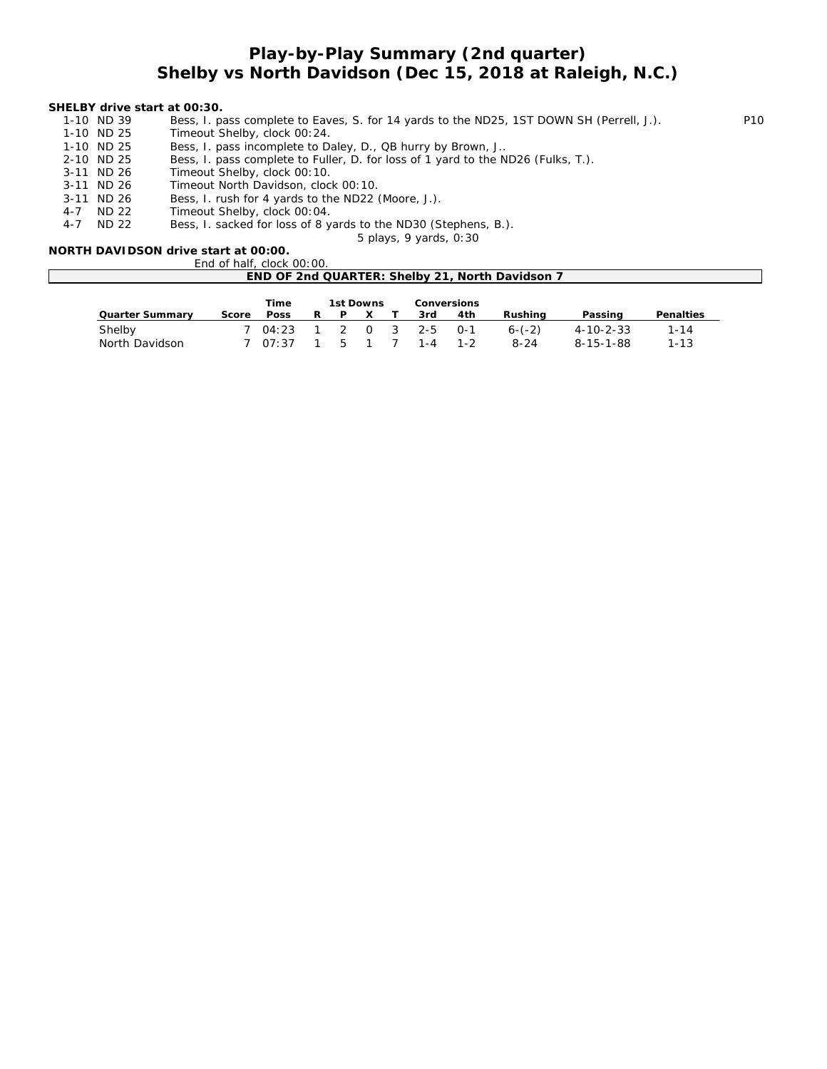# Play-by-Play Summary (2nd quarter)
## Shelby vs North Davidson (Dec 15, 2018 at Raleigh, N.C.)

**SHELBY drive start at 00:30.**

| | | | |
|---|---|---|---|
| 1-10 | ND 39 | Bess, I. pass complete to Eaves, S. for 14 yards to the ND25, 1ST DOWN SH (Perrell, J.). | P10 |
| 1-10 | ND 25 | Timeout Shelby, clock 00:24. | |
| 1-10 | ND 25 | Bess, I. pass incomplete to Daley, D., QB hurry by Brown, J.. | |
| 2-10 | ND 25 | Bess, I. pass complete to Fuller, D. for loss of 1 yard to the ND26 (Fulks, T.). | |
| 3-11 | ND 26 | Timeout Shelby, clock 00:10. | |
| 3-11 | ND 26 | Timeout North Davidson, clock 00:10. | |
| 3-11 | ND 26 | Bess, I. rush for 4 yards to the ND22 (Moore, J.). | |
| 4-7 | ND 22 | Timeout Shelby, clock 00:04. | |
| 4-7 | ND 22 | Bess, I. sacked for loss of 8 yards to the ND30 (Stephens, B.). | |

5 plays, 9 yards, 0:30

**NORTH DAVIDSON drive start at 00:00.**

End of half, clock 00:00.

**END OF 2nd QUARTER: Shelby 21, North Davidson 7**

| Quarter Summary | Score | Time Poss | 1st Downs R | P | X | T | Conversions 3rd | 4th | Rushing | Passing | Penalties |
|---|---|---|---|---|---|---|---|---|---|---|---|
| Shelby | 7 | 04:23 | 1 | 2 | 0 | 3 | 2-5 | 0-1 | 6-(-2) | 4-10-2-33 | 1-14 |
| North Davidson | 7 | 07:37 | 1 | 5 | 1 | 7 | 1-4 | 1-2 | 8-24 | 8-15-1-88 | 1-13 |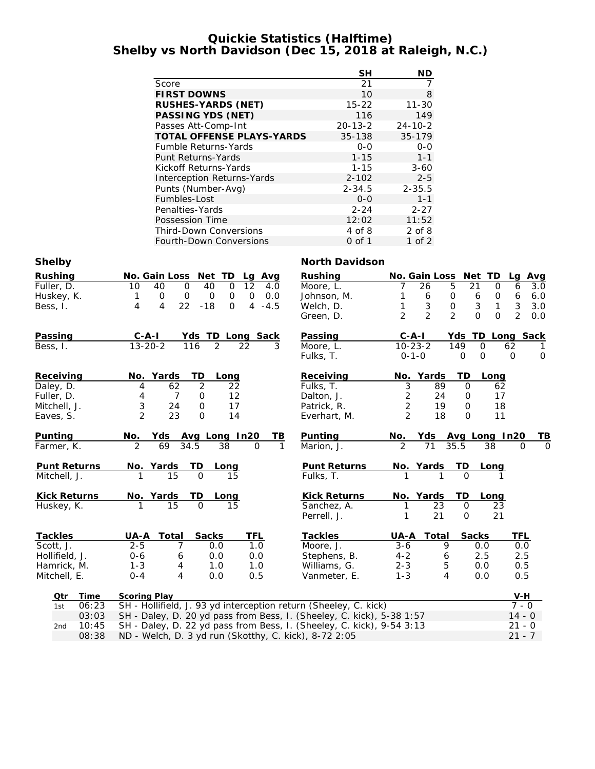# Quickie Statistics (Halftime)
## Shelby vs North Davidson (Dec 15, 2018 at Raleigh, N.C.)

| | SH | ND |
|---|---|---|
| Score | 21 | 7 |
| **FIRST DOWNS** | 10 | 8 |
| **RUSHES-YARDS (NET)** | 15-22 | 11-30 |
| **PASSING YDS (NET)** | 116 | 149 |
| Passes Att-Comp-Int | 20-13-2 | 24-10-2 |
| **TOTAL OFFENSE PLAYS-YARDS** | 35-138 | 35-179 |
| Fumble Returns-Yards | 0-0 | 0-0 |
| Punt Returns-Yards | 1-15 | 1-1 |
| Kickoff Returns-Yards | 1-15 | 3-60 |
| Interception Returns-Yards | 2-102 | 2-5 |
| Punts (Number-Avg) | 2-34.5 | 2-35.5 |
| Fumbles-Lost | 0-0 | 1-1 |
| Penalties-Yards | 2-24 | 2-27 |
| Possession Time | 12:02 | 11:52 |
| Third-Down Conversions | 4 of 8 | 2 of 8 |
| Fourth-Down Conversions | 0 of 1 | 1 of 2 |

### Shelby

| Rushing | No. | Gain | Loss | Net | TD | Lg | Avg |
|---|---|---|---|---|---|---|---|
| Fuller, D. | 10 | 40 | 0 | 40 | 0 | 12 | 4.0 |
| Huskey, K. | 1 | 0 | 0 | 0 | 0 | 0 | 0.0 |
| Bess, I. | 4 | 4 | 22 | -18 | 0 | 4 | -4.5 |

| Passing | C-A-I | Yds | TD | Long | Sack |
|---|---|---|---|---|---|
| Bess, I. | 13-20-2 | 116 | 2 | 22 | 3 |

| Receiving | No. | Yards | TD | Long |
|---|---|---|---|---|
| Daley, D. | 4 | 62 | 2 | 22 |
| Fuller, D. | 4 | 7 | 0 | 12 |
| Mitchell, J. | 3 | 24 | 0 | 17 |
| Eaves, S. | 2 | 23 | 0 | 14 |

| Punting | No. | Yds | Avg | Long | In20 | TB |
|---|---|---|---|---|---|---|
| Farmer, K. | 2 | 69 | 34.5 | 38 | 0 | 1 |

| Punt Returns | No. | Yards | TD | Long |
|---|---|---|---|---|
| Mitchell, J. | 1 | 15 | 0 | 15 |

| Kick Returns | No. | Yards | TD | Long |
|---|---|---|---|---|
| Huskey, K. | 1 | 15 | 0 | 15 |

| Tackles | UA-A | Total | Sacks | TFL |
|---|---|---|---|---|
| Scott, J. | 2-5 | 7 | 0.0 | 1.0 |
| Hollifield, J. | 0-6 | 6 | 0.0 | 0.0 |
| Hamrick, M. | 1-3 | 4 | 1.0 | 1.0 |
| Mitchell, E. | 0-4 | 4 | 0.0 | 0.5 |

### North Davidson

| Rushing | No. | Gain | Loss | Net | TD | Lg | Avg |
|---|---|---|---|---|---|---|---|
| Moore, L. | 7 | 26 | 5 | 21 | 0 | 6 | 3.0 |
| Johnson, M. | 1 | 6 | 0 | 6 | 0 | 6 | 6.0 |
| Welch, D. | 1 | 3 | 0 | 3 | 1 | 3 | 3.0 |
| Green, D. | 2 | 2 | 2 | 0 | 0 | 2 | 0.0 |

| Passing | C-A-I | Yds | TD | Long | Sack |
|---|---|---|---|---|---|
| Moore, L. | 10-23-2 | 149 | 0 | 62 | 1 |
| Fulks, T. | 0-1-0 | 0 | 0 | 0 | 0 |

| Receiving | No. | Yards | TD | Long |
|---|---|---|---|---|
| Fulks, T. | 3 | 89 | 0 | 62 |
| Dalton, J. | 2 | 24 | 0 | 17 |
| Patrick, R. | 2 | 19 | 0 | 18 |
| Everhart, M. | 2 | 18 | 0 | 11 |

| Punting | No. | Yds | Avg | Long | In20 | TB |
|---|---|---|---|---|---|---|
| Marion, J. | 2 | 71 | 35.5 | 38 | 0 | 0 |

| Punt Returns | No. | Yards | TD | Long |
|---|---|---|---|---|
| Fulks, T. | 1 | 1 | 0 | 1 |

| Kick Returns | No. | Yards | TD | Long |
|---|---|---|---|---|
| Sanchez, A. | 1 | 23 | 0 | 23 |
| Perrell, J. | 1 | 21 | 0 | 21 |

| Tackles | UA-A | Total | Sacks | TFL |
|---|---|---|---|---|
| Moore, J. | 3-6 | 9 | 0.0 | 0.0 |
| Stephens, B. | 4-2 | 6 | 2.5 | 2.5 |
| Williams, G. | 2-3 | 5 | 0.0 | 0.5 |
| Vanmeter, E. | 1-3 | 4 | 0.0 | 0.5 |

### Scoring Plays

| Qtr | Time | Scoring Play | V-H |
|---|---|---|---|
| 1st | 06:23 | SH - Hollifield, J. 93 yd interception return (Sheeley, C. kick) | 7 - 0 |
| | 03:03 | SH - Daley, D. 20 yd pass from Bess, I. (Sheeley, C. kick), 5-38 1:57 | 14 - 0 |
| 2nd | 10:45 | SH - Daley, D. 22 yd pass from Bess, I. (Sheeley, C. kick), 9-54 3:13 | 21 - 0 |
| | 08:38 | ND - Welch, D. 3 yd run (Skotthy, C. kick), 8-72 2:05 | 21 - 7 |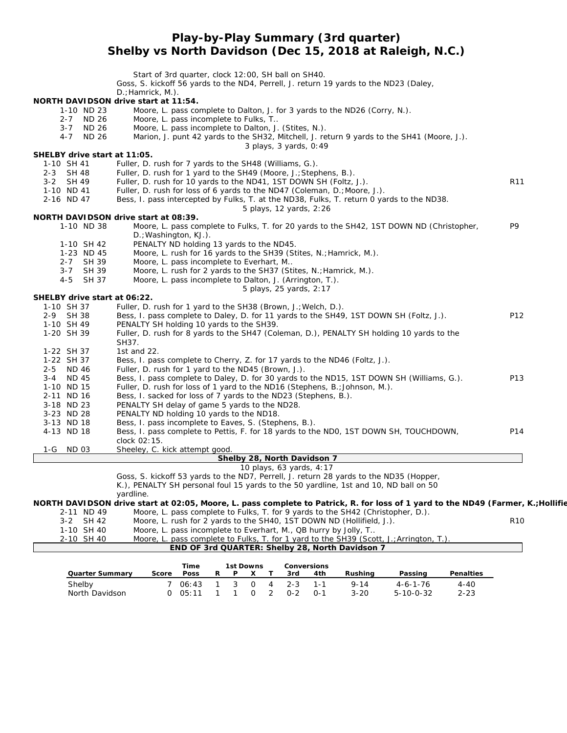# Play-by-Play Summary (3rd quarter)
## Shelby vs North Davidson (Dec 15, 2018 at Raleigh, N.C.)

Start of 3rd quarter, clock 12:00, SH ball on SH40.
Goss, S. kickoff 56 yards to the ND4, Perrell, J. return 19 yards to the ND23 (Daley, D.;Hamrick, M.).

**NORTH DAVIDSON drive start at 11:54.**

| | | |
|---|---|---|
| 1-10 ND 23 | Moore, L. pass complete to Dalton, J. for 3 yards to the ND26 (Corry, N.). | |
| 2-7 ND 26 | Moore, L. pass incomplete to Fulks, T.. | |
| 3-7 ND 26 | Moore, L. pass incomplete to Dalton, J. (Stites, N.). | |
| 4-7 ND 26 | Marion, J. punt 42 yards to the SH32, Mitchell, J. return 9 yards to the SH41 (Moore, J.). | |

3 plays, 3 yards, 0:49

**SHELBY drive start at 11:05.**

| | | |
|---|---|---|
| 1-10 SH 41 | Fuller, D. rush for 7 yards to the SH48 (Williams, G.). | |
| 2-3 SH 48 | Fuller, D. rush for 1 yard to the SH49 (Moore, J.;Stephens, B.). | |
| 3-2 SH 49 | Fuller, D. rush for 10 yards to the ND41, 1ST DOWN SH (Foltz, J.). | R11 |
| 1-10 ND 41 | Fuller, D. rush for loss of 6 yards to the ND47 (Coleman, D.;Moore, J.). | |
| 2-16 ND 47 | Bess, I. pass intercepted by Fulks, T. at the ND38, Fulks, T. return 0 yards to the ND38. | |

5 plays, 12 yards, 2:26

**NORTH DAVIDSON drive start at 08:39.**

| | | |
|---|---|---|
| 1-10 ND 38 | Moore, L. pass complete to Fulks, T. for 20 yards to the SH42, 1ST DOWN ND (Christopher, D.;Washington, KJ.). | P9 |
| 1-10 SH 42 | PENALTY ND holding 13 yards to the ND45. | |
| 1-23 ND 45 | Moore, L. rush for 16 yards to the SH39 (Stites, N.;Hamrick, M.). | |
| 2-7 SH 39 | Moore, L. pass incomplete to Everhart, M.. | |
| 3-7 SH 39 | Moore, L. rush for 2 yards to the SH37 (Stites, N.;Hamrick, M.). | |
| 4-5 SH 37 | Moore, L. pass incomplete to Dalton, J. (Arrington, T.). | |

5 plays, 25 yards, 2:17

**SHELBY drive start at 06:22.**

| | | |
|---|---|---|
| 1-10 SH 37 | Fuller, D. rush for 1 yard to the SH38 (Brown, J.;Welch, D.). | |
| 2-9 SH 38 | Bess, I. pass complete to Daley, D. for 11 yards to the SH49, 1ST DOWN SH (Foltz, J.). | P12 |
| 1-10 SH 49 | PENALTY SH holding 10 yards to the SH39. | |
| 1-20 SH 39 | Fuller, D. rush for 8 yards to the SH47 (Coleman, D.), PENALTY SH holding 10 yards to the SH37. | |
| 1-22 SH 37 | 1st and 22. | |
| 1-22 SH 37 | Bess, I. pass complete to Cherry, Z. for 17 yards to the ND46 (Foltz, J.). | |
| 2-5 ND 46 | Fuller, D. rush for 1 yard to the ND45 (Brown, J.). | |
| 3-4 ND 45 | Bess, I. pass complete to Daley, D. for 30 yards to the ND15, 1ST DOWN SH (Williams, G.). | P13 |
| 1-10 ND 15 | Fuller, D. rush for loss of 1 yard to the ND16 (Stephens, B.;Johnson, M.). | |
| 2-11 ND 16 | Bess, I. sacked for loss of 7 yards to the ND23 (Stephens, B.). | |
| 3-18 ND 23 | PENALTY SH delay of game 5 yards to the ND28. | |
| 3-23 ND 28 | PENALTY ND holding 10 yards to the ND18. | |
| 3-13 ND 18 | Bess, I. pass incomplete to Eaves, S. (Stephens, B.). | |
| 4-13 ND 18 | Bess, I. pass complete to Pettis, F. for 18 yards to the ND0, 1ST DOWN SH, TOUCHDOWN, clock 02:15. | P14 |
| 1-G ND 03 | Sheeley, C. kick attempt good. | |

**Shelby 28, North Davidson 7**

10 plays, 63 yards, 4:17

Goss, S. kickoff 53 yards to the ND7, Perrell, J. return 28 yards to the ND35 (Hopper, K.), PENALTY SH personal foul 15 yards to the 50 yardline, 1st and 10, ND ball on 50 yardline.

**NORTH DAVIDSON drive start at 02:05, Moore, L. pass complete to Patrick, R. for loss of 1 yard to the ND49 (Farmer, K.;Hollifie**

| | | |
|---|---|---|
| 2-11 ND 49 | Moore, L. pass complete to Fulks, T. for 9 yards to the SH42 (Christopher, D.). | |
| 3-2 SH 42 | Moore, L. rush for 2 yards to the SH40, 1ST DOWN ND (Hollifield, J.). | R10 |
| 1-10 SH 40 | Moore, L. pass incomplete to Everhart, M., QB hurry by Jolly, T.. | |
| 2-10 SH 40 | Moore, L. pass complete to Fulks, T. for 1 yard to the SH39 (Scott, J.;Arrington, T.). | |

**END OF 3rd QUARTER: Shelby 28, North Davidson 7**

| Quarter Summary | Score | Time Poss | 1st Downs R | P | X | T | Conversions 3rd | 4th | Rushing | Passing | Penalties |
|---|---|---|---|---|---|---|---|---|---|---|---|
| Shelby | 7 | 06:43 | 1 | 3 | 0 | 4 | 2-3 | 1-1 | 9-14 | 4-6-1-76 | 4-40 |
| North Davidson | 0 | 05:11 | 1 | 1 | 0 | 2 | 0-2 | 0-1 | 3-20 | 5-10-0-32 | 2-23 |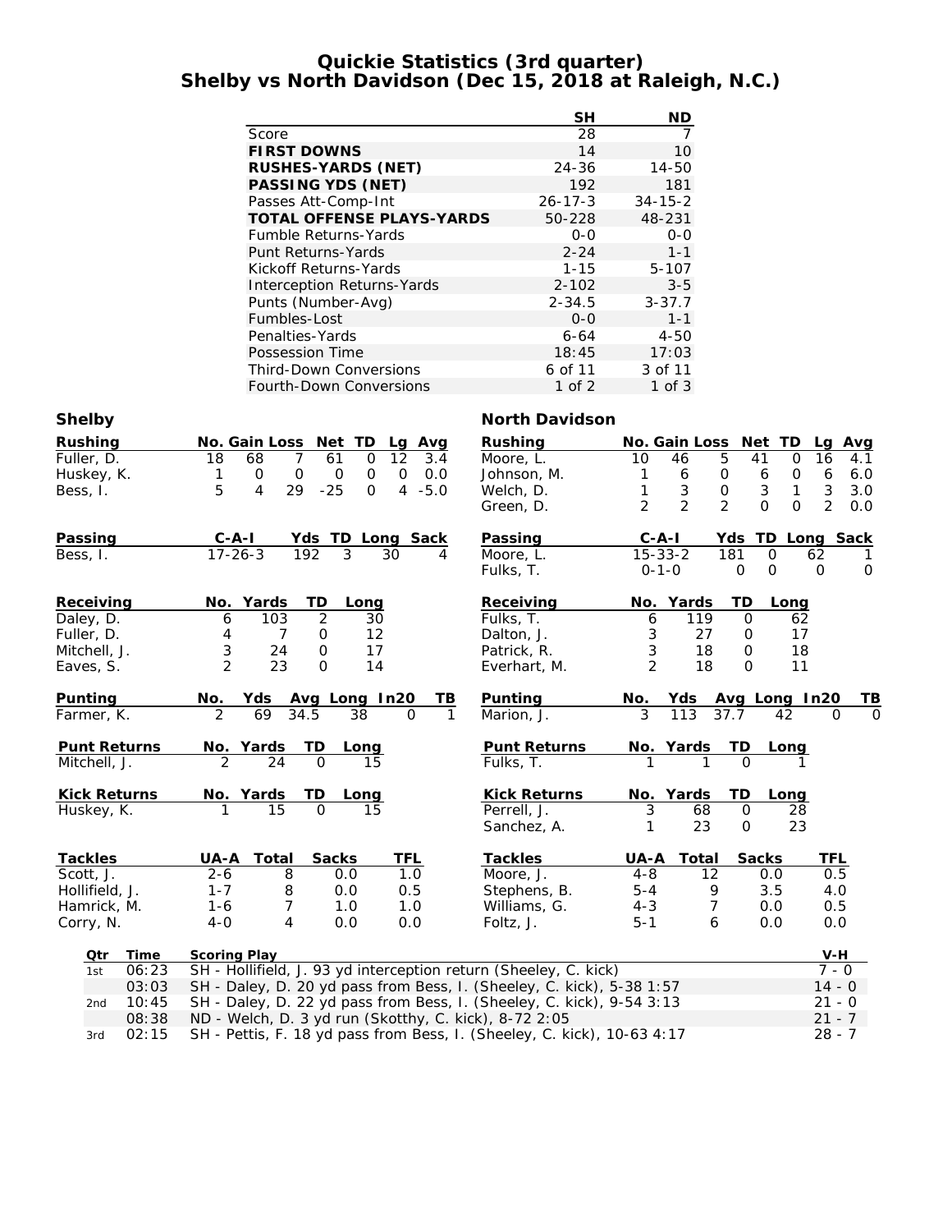# Quickie Statistics (3rd quarter)
## Shelby vs North Davidson (Dec 15, 2018 at Raleigh, N.C.)

| | SH | ND |
|---|---|---|
| Score | 28 | 7 |
| **FIRST DOWNS** | 14 | 10 |
| **RUSHES-YARDS (NET)** | 24-36 | 14-50 |
| **PASSING YDS (NET)** | 192 | 181 |
| Passes Att-Comp-Int | 26-17-3 | 34-15-2 |
| **TOTAL OFFENSE PLAYS-YARDS** | 50-228 | 48-231 |
| Fumble Returns-Yards | 0-0 | 0-0 |
| Punt Returns-Yards | 2-24 | 1-1 |
| Kickoff Returns-Yards | 1-15 | 5-107 |
| Interception Returns-Yards | 2-102 | 3-5 |
| Punts (Number-Avg) | 2-34.5 | 3-37.7 |
| Fumbles-Lost | 0-0 | 1-1 |
| Penalties-Yards | 6-64 | 4-50 |
| Possession Time | 18:45 | 17:03 |
| Third-Down Conversions | 6 of 11 | 3 of 11 |
| Fourth-Down Conversions | 1 of 2 | 1 of 3 |

## Shelby

| Rushing | No. | Gain | Loss | Net | TD | Lg | Avg |
|---|---|---|---|---|---|---|---|
| Fuller, D. | 18 | 68 | 7 | 61 | 0 | 12 | 3.4 |
| Huskey, K. | 1 | 0 | 0 | 0 | 0 | 0 | 0.0 |
| Bess, I. | 5 | 4 | 29 | -25 | 0 | 4 | -5.0 |

| Passing | C-A-I | Yds | TD | Long | Sack |
|---|---|---|---|---|---|
| Bess, I. | 17-26-3 | 192 | 3 | 30 | 4 |

| Receiving | No. | Yards | TD | Long |
|---|---|---|---|---|
| Daley, D. | 6 | 103 | 2 | 30 |
| Fuller, D. | 4 | 7 | 0 | 12 |
| Mitchell, J. | 3 | 24 | 0 | 17 |
| Eaves, S. | 2 | 23 | 0 | 14 |

| Punting | No. | Yds | Avg | Long | In20 | TB |
|---|---|---|---|---|---|---|
| Farmer, K. | 2 | 69 | 34.5 | 38 | 0 | 1 |

| Punt Returns | No. | Yards | TD | Long |
|---|---|---|---|---|
| Mitchell, J. | 2 | 24 | 0 | 15 |

| Kick Returns | No. | Yards | TD | Long |
|---|---|---|---|---|
| Huskey, K. | 1 | 15 | 0 | 15 |

| Tackles | UA-A | Total | Sacks | TFL |
|---|---|---|---|---|
| Scott, J. | 2-6 | 8 | 0.0 | 1.0 |
| Hollifield, J. | 1-7 | 8 | 0.0 | 0.5 |
| Hamrick, M. | 1-6 | 7 | 1.0 | 1.0 |
| Corry, N. | 4-0 | 4 | 0.0 | 0.0 |

## North Davidson

| Rushing | No. | Gain | Loss | Net | TD | Lg | Avg |
|---|---|---|---|---|---|---|---|
| Moore, L. | 10 | 46 | 5 | 41 | 0 | 16 | 4.1 |
| Johnson, M. | 1 | 6 | 0 | 6 | 0 | 6 | 6.0 |
| Welch, D. | 1 | 3 | 0 | 3 | 1 | 3 | 3.0 |
| Green, D. | 2 | 2 | 2 | 0 | 0 | 2 | 0.0 |

| Passing | C-A-I | Yds | TD | Long | Sack |
|---|---|---|---|---|---|
| Moore, L. | 15-33-2 | 181 | 0 | 62 | 1 |
| Fulks, T. | 0-1-0 | 0 | 0 | 0 | 0 |

| Receiving | No. | Yards | TD | Long |
|---|---|---|---|---|
| Fulks, T. | 6 | 119 | 0 | 62 |
| Dalton, J. | 3 | 27 | 0 | 17 |
| Patrick, R. | 3 | 18 | 0 | 18 |
| Everhart, M. | 2 | 18 | 0 | 11 |

| Punting | No. | Yds | Avg | Long | In20 | TB |
|---|---|---|---|---|---|---|
| Marion, J. | 3 | 113 | 37.7 | 42 | 0 | 0 |

| Punt Returns | No. | Yards | TD | Long |
|---|---|---|---|---|
| Fulks, T. | 1 | 1 | 0 | 1 |

| Kick Returns | No. | Yards | TD | Long |
|---|---|---|---|---|
| Perrell, J. | 3 | 68 | 0 | 28 |
| Sanchez, A. | 1 | 23 | 0 | 23 |

| Tackles | UA-A | Total | Sacks | TFL |
|---|---|---|---|---|
| Moore, J. | 4-8 | 12 | 0.0 | 0.5 |
| Stephens, B. | 5-4 | 9 | 3.5 | 4.0 |
| Williams, G. | 4-3 | 7 | 0.0 | 0.5 |
| Foltz, J. | 5-1 | 6 | 0.0 | 0.0 |

| Qtr | Time | Scoring Play | V-H |
|---|---|---|---|
| 1st | 06:23 | SH - Hollifield, J. 93 yd interception return (Sheeley, C. kick) | 7 - 0 |
| | 03:03 | SH - Daley, D. 20 yd pass from Bess, I. (Sheeley, C. kick), 5-38 1:57 | 14 - 0 |
| 2nd | 10:45 | SH - Daley, D. 22 yd pass from Bess, I. (Sheeley, C. kick), 9-54 3:13 | 21 - 0 |
| | 08:38 | ND - Welch, D. 3 yd run (Skotthy, C. kick), 8-72 2:05 | 21 - 7 |
| 3rd | 02:15 | SH - Pettis, F. 18 yd pass from Bess, I. (Sheeley, C. kick), 10-63 4:17 | 28 - 7 |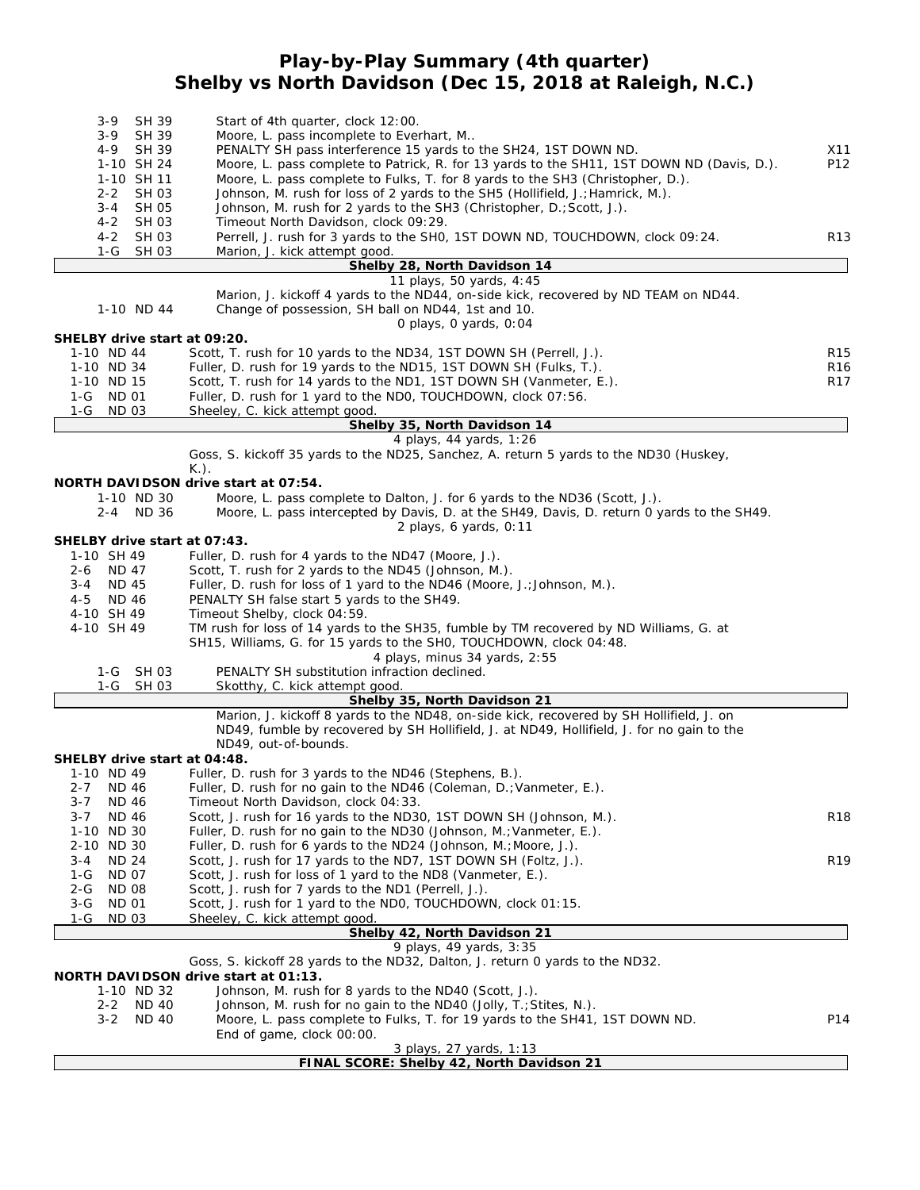# Play-by-Play Summary (4th quarter)
## Shelby vs North Davidson (Dec 15, 2018 at Raleigh, N.C.)

| | | |
|---|---|---|
| 3-9 SH 39 | Start of 4th quarter, clock 12:00. | |
| 3-9 SH 39 | Moore, L. pass incomplete to Everhart, M.. | |
| 4-9 SH 39 | PENALTY SH pass interference 15 yards to the SH24, 1ST DOWN ND. | X11 |
| 1-10 SH 24 | Moore, L. pass complete to Patrick, R. for 13 yards to the SH11, 1ST DOWN ND (Davis, D.). | P12 |
| 1-10 SH 11 | Moore, L. pass complete to Fulks, T. for 8 yards to the SH3 (Christopher, D.). | |
| 2-2 SH 03 | Johnson, M. rush for loss of 2 yards to the SH5 (Hollifield, J.;Hamrick, M.). | |
| 3-4 SH 05 | Johnson, M. rush for 2 yards to the SH3 (Christopher, D.;Scott, J.). | |
| 4-2 SH 03 | Timeout North Davidson, clock 09:29. | |
| 4-2 SH 03 | Perrell, J. rush for 3 yards to the SH0, 1ST DOWN ND, TOUCHDOWN, clock 09:24. | R13 |
| 1-G SH 03 | Marion, J. kick attempt good. | |

**Shelby 28, North Davidson 14**

11 plays, 50 yards, 4:45

| | | |
|---|---|---|
| | Marion, J. kickoff 4 yards to the ND44, on-side kick, recovered by ND TEAM on ND44. | |
| 1-10 ND 44 | Change of possession, SH ball on ND44, 1st and 10. | |

0 plays, 0 yards, 0:04

**SHELBY drive start at 09:20.**

| | | |
|---|---|---|
| 1-10 ND 44 | Scott, T. rush for 10 yards to the ND34, 1ST DOWN SH (Perrell, J.). | R15 |
| 1-10 ND 34 | Fuller, D. rush for 19 yards to the ND15, 1ST DOWN SH (Fulks, T.). | R16 |
| 1-10 ND 15 | Scott, T. rush for 14 yards to the ND1, 1ST DOWN SH (Vanmeter, E.). | R17 |
| 1-G ND 01 | Fuller, D. rush for 1 yard to the ND0, TOUCHDOWN, clock 07:56. | |
| 1-G ND 03 | Sheeley, C. kick attempt good. | |

**Shelby 35, North Davidson 14**

4 plays, 44 yards, 1:26

Goss, S. kickoff 35 yards to the ND25, Sanchez, A. return 5 yards to the ND30 (Huskey, K.).

**NORTH DAVIDSON drive start at 07:54.**

| | | |
|---|---|---|
| 1-10 ND 30 | Moore, L. pass complete to Dalton, J. for 6 yards to the ND36 (Scott, J.). | |
| 2-4 ND 36 | Moore, L. pass intercepted by Davis, D. at the SH49, Davis, D. return 0 yards to the SH49. | |

2 plays, 6 yards, 0:11

**SHELBY drive start at 07:43.**

| | | |
|---|---|---|
| 1-10 SH 49 | Fuller, D. rush for 4 yards to the ND47 (Moore, J.). | |
| 2-6 ND 47 | Scott, T. rush for 2 yards to the ND45 (Johnson, M.). | |
| 3-4 ND 45 | Fuller, D. rush for loss of 1 yard to the ND46 (Moore, J.;Johnson, M.). | |
| 4-5 ND 46 | PENALTY SH false start 5 yards to the SH49. | |
| 4-10 SH 49 | Timeout Shelby, clock 04:59. | |
| 4-10 SH 49 | TM rush for loss of 14 yards to the SH35, fumble by TM recovered by ND Williams, G. at SH15, Williams, G. for 15 yards to the SH0, TOUCHDOWN, clock 04:48. | |

4 plays, minus 34 yards, 2:55

| | | |
|---|---|---|
| 1-G SH 03 | PENALTY SH substitution infraction declined. | |
| 1-G SH 03 | Skotthy, C. kick attempt good. | |

**Shelby 35, North Davidson 21**

Marion, J. kickoff 8 yards to the ND48, on-side kick, recovered by SH Hollifield, J. on ND49, fumble by recovered by SH Hollifield, J. at ND49, Hollifield, J. for no gain to the ND49, out-of-bounds.

**SHELBY drive start at 04:48.**

| | | |
|---|---|---|
| 1-10 ND 49 | Fuller, D. rush for 3 yards to the ND46 (Stephens, B.). | |
| 2-7 ND 46 | Fuller, D. rush for no gain to the ND46 (Coleman, D.;Vanmeter, E.). | |
| 3-7 ND 46 | Timeout North Davidson, clock 04:33. | |
| 3-7 ND 46 | Scott, J. rush for 16 yards to the ND30, 1ST DOWN SH (Johnson, M.). | R18 |
| 1-10 ND 30 | Fuller, D. rush for no gain to the ND30 (Johnson, M.;Vanmeter, E.). | |
| 2-10 ND 30 | Fuller, D. rush for 6 yards to the ND24 (Johnson, M.;Moore, J.). | |
| 3-4 ND 24 | Scott, J. rush for 17 yards to the ND7, 1ST DOWN SH (Foltz, J.). | R19 |
| 1-G ND 07 | Scott, J. rush for loss of 1 yard to the ND8 (Vanmeter, E.). | |
| 2-G ND 08 | Scott, J. rush for 7 yards to the ND1 (Perrell, J.). | |
| 3-G ND 01 | Scott, J. rush for 1 yard to the ND0, TOUCHDOWN, clock 01:15. | |
| 1-G ND 03 | Sheeley, C. kick attempt good. | |

**Shelby 42, North Davidson 21**

9 plays, 49 yards, 3:35

Goss, S. kickoff 28 yards to the ND32, Dalton, J. return 0 yards to the ND32.

**NORTH DAVIDSON drive start at 01:13.**

| | | |
|---|---|---|
| 1-10 ND 32 | Johnson, M. rush for 8 yards to the ND40 (Scott, J.). | |
| 2-2 ND 40 | Johnson, M. rush for no gain to the ND40 (Jolly, T.;Stites, N.). | |
| 3-2 ND 40 | Moore, L. pass complete to Fulks, T. for 19 yards to the SH41, 1ST DOWN ND. | P14 |
| | End of game, clock 00:00. | |

3 plays, 27 yards, 1:13

**FINAL SCORE: Shelby 42, North Davidson 21**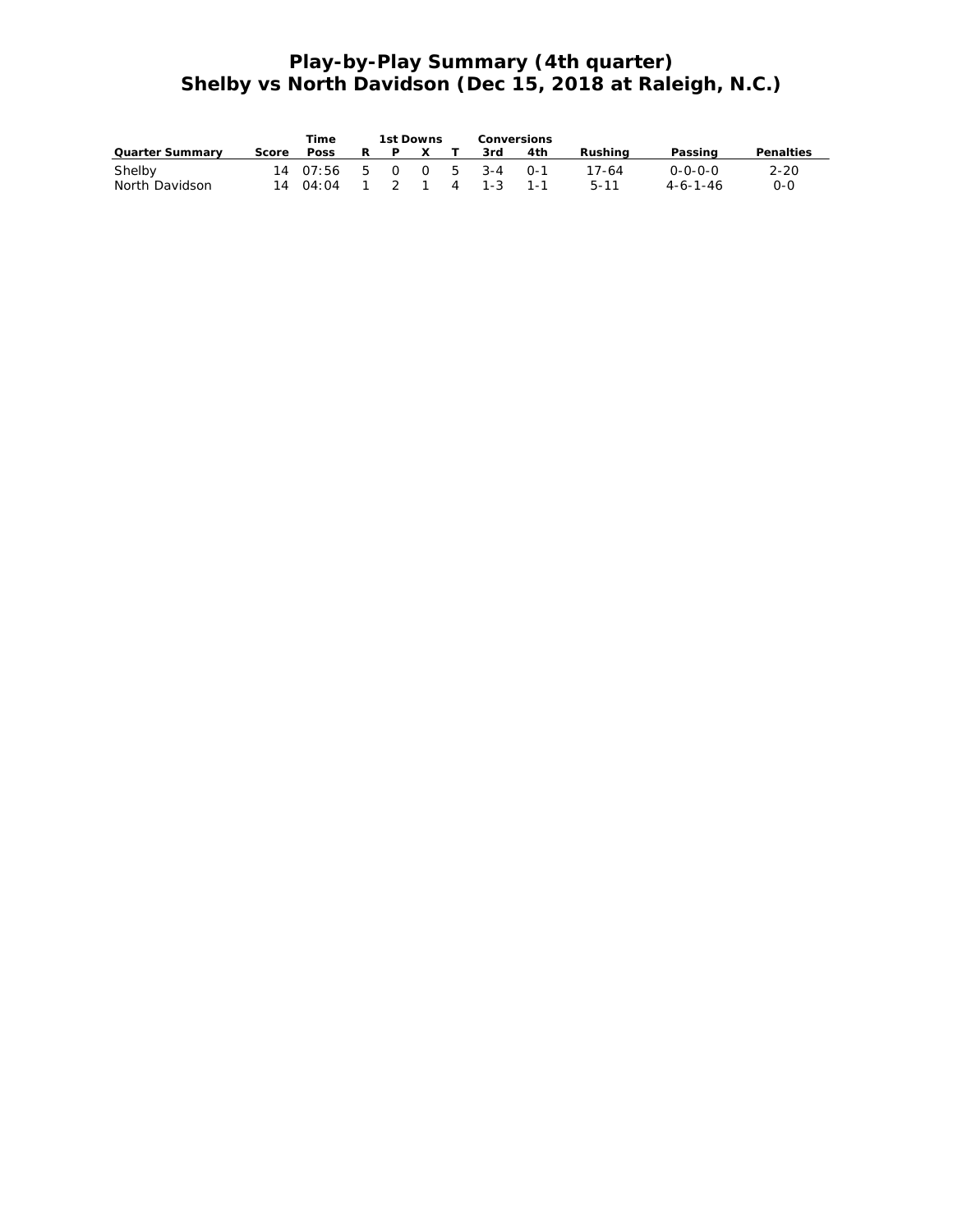# Play-by-Play Summary (4th quarter)
# Shelby vs North Davidson (Dec 15, 2018 at Raleigh, N.C.)

| | | Time | 1st Downs | | | | Conversions | | | | |
|---|---|---|---|---|---|---|---|---|---|---|---|
| Quarter Summary | Score | Poss | R | P | X | T | 3rd | 4th | Rushing | Passing | Penalties |
| Shelby | 14 | 07:56 | 5 | 0 | 0 | 5 | 3-4 | 0-1 | 17-64 | 0-0-0-0 | 2-20 |
| North Davidson | 14 | 04:04 | 1 | 2 | 1 | 4 | 1-3 | 1-1 | 5-11 | 4-6-1-46 | 0-0 |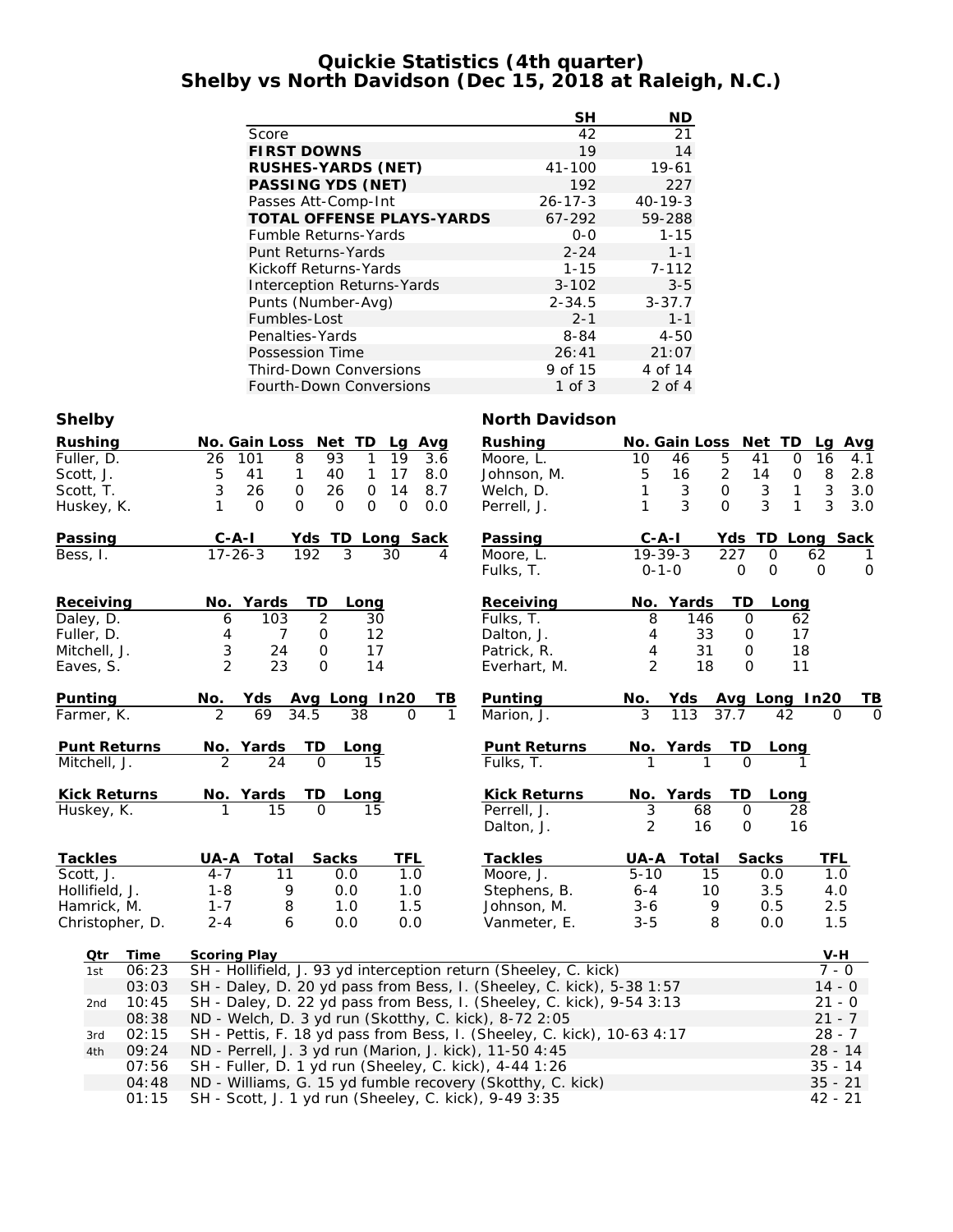# Quickie Statistics (4th quarter)
## Shelby vs North Davidson (Dec 15, 2018 at Raleigh, N.C.)

| | SH | ND |
|---|---|---|
| Score | 42 | 21 |
| **FIRST DOWNS** | 19 | 14 |
| **RUSHES-YARDS (NET)** | 41-100 | 19-61 |
| **PASSING YDS (NET)** | 192 | 227 |
| Passes Att-Comp-Int | 26-17-3 | 40-19-3 |
| **TOTAL OFFENSE PLAYS-YARDS** | 67-292 | 59-288 |
| Fumble Returns-Yards | 0-0 | 1-15 |
| Punt Returns-Yards | 2-24 | 1-1 |
| Kickoff Returns-Yards | 1-15 | 7-112 |
| Interception Returns-Yards | 3-102 | 3-5 |
| Punts (Number-Avg) | 2-34.5 | 3-37.7 |
| Fumbles-Lost | 2-1 | 1-1 |
| Penalties-Yards | 8-84 | 4-50 |
| Possession Time | 26:41 | 21:07 |
| Third-Down Conversions | 9 of 15 | 4 of 14 |
| Fourth-Down Conversions | 1 of 3 | 2 of 4 |

### Shelby

| Rushing | No. | Gain | Loss | Net | TD | Lg | Avg |
|---|---|---|---|---|---|---|---|
| Fuller, D. | 26 | 101 | 8 | 93 | 1 | 19 | 3.6 |
| Scott, J. | 5 | 41 | 1 | 40 | 1 | 17 | 8.0 |
| Scott, T. | 3 | 26 | 0 | 26 | 0 | 14 | 8.7 |
| Huskey, K. | 1 | 0 | 0 | 0 | 0 | 0 | 0.0 |

| Passing | C-A-I | Yds | TD | Long | Sack |
|---|---|---|---|---|---|
| Bess, I. | 17-26-3 | 192 | 3 | 30 | 4 |

| Receiving | No. | Yards | TD | Long |
|---|---|---|---|---|
| Daley, D. | 6 | 103 | 2 | 30 |
| Fuller, D. | 4 | 7 | 0 | 12 |
| Mitchell, J. | 3 | 24 | 0 | 17 |
| Eaves, S. | 2 | 23 | 0 | 14 |

| Punting | No. | Yds | Avg | Long | In20 | TB |
|---|---|---|---|---|---|---|
| Farmer, K. | 2 | 69 | 34.5 | 38 | 0 | 1 |

| Punt Returns | No. | Yards | TD | Long |
|---|---|---|---|---|
| Mitchell, J. | 2 | 24 | 0 | 15 |

| Kick Returns | No. | Yards | TD | Long |
|---|---|---|---|---|
| Huskey, K. | 1 | 15 | 0 | 15 |

| Tackles | UA-A | Total | Sacks | TFL |
|---|---|---|---|---|
| Scott, J. | 4-7 | 11 | 0.0 | 1.0 |
| Hollifield, J. | 1-8 | 9 | 0.0 | 1.0 |
| Hamrick, M. | 1-7 | 8 | 1.0 | 1.5 |
| Christopher, D. | 2-4 | 6 | 0.0 | 0.0 |

### North Davidson

| Rushing | No. | Gain | Loss | Net | TD | Lg | Avg |
|---|---|---|---|---|---|---|---|
| Moore, L. | 10 | 46 | 5 | 41 | 0 | 16 | 4.1 |
| Johnson, M. | 5 | 16 | 2 | 14 | 0 | 8 | 2.8 |
| Welch, D. | 1 | 3 | 0 | 3 | 1 | 3 | 3.0 |
| Perrell, J. | 1 | 3 | 0 | 3 | 1 | 3 | 3.0 |

| Passing | C-A-I | Yds | TD | Long | Sack |
|---|---|---|---|---|---|
| Moore, L. | 19-39-3 | 227 | 0 | 62 | 1 |
| Fulks, T. | 0-1-0 | 0 | 0 | 0 | 0 |

| Receiving | No. | Yards | TD | Long |
|---|---|---|---|---|
| Fulks, T. | 8 | 146 | 0 | 62 |
| Dalton, J. | 4 | 33 | 0 | 17 |
| Patrick, R. | 4 | 31 | 0 | 18 |
| Everhart, M. | 2 | 18 | 0 | 11 |

| Punting | No. | Yds | Avg | Long | In20 | TB |
|---|---|---|---|---|---|---|
| Marion, J. | 3 | 113 | 37.7 | 42 | 0 | 0 |

| Punt Returns | No. | Yards | TD | Long |
|---|---|---|---|---|
| Fulks, T. | 1 | 1 | 0 | 1 |

| Kick Returns | No. | Yards | TD | Long |
|---|---|---|---|---|
| Perrell, J. | 3 | 68 | 0 | 28 |
| Dalton, J. | 2 | 16 | 0 | 16 |

| Tackles | UA-A | Total | Sacks | TFL |
|---|---|---|---|---|
| Moore, J. | 5-10 | 15 | 0.0 | 1.0 |
| Stephens, B. | 6-4 | 10 | 3.5 | 4.0 |
| Johnson, M. | 3-6 | 9 | 0.5 | 2.5 |
| Vanmeter, E. | 3-5 | 8 | 0.0 | 1.5 |

| Qtr | Time | Scoring Play | V-H |
|---|---|---|---|
| 1st | 06:23 | SH - Hollifield, J. 93 yd interception return (Sheeley, C. kick) | 7 - 0 |
| | 03:03 | SH - Daley, D. 20 yd pass from Bess, I. (Sheeley, C. kick), 5-38 1:57 | 14 - 0 |
| 2nd | 10:45 | SH - Daley, D. 22 yd pass from Bess, I. (Sheeley, C. kick), 9-54 3:13 | 21 - 0 |
| | 08:38 | ND - Welch, D. 3 yd run (Skotthy, C. kick), 8-72 2:05 | 21 - 7 |
| 3rd | 02:15 | SH - Pettis, F. 18 yd pass from Bess, I. (Sheeley, C. kick), 10-63 4:17 | 28 - 7 |
| 4th | 09:24 | ND - Perrell, J. 3 yd run (Marion, J. kick), 11-50 4:45 | 28 - 14 |
| | 07:56 | SH - Fuller, D. 1 yd run (Sheeley, C. kick), 4-44 1:26 | 35 - 14 |
| | 04:48 | ND - Williams, G. 15 yd fumble recovery (Skotthy, C. kick) | 35 - 21 |
| | 01:15 | SH - Scott, J. 1 yd run (Sheeley, C. kick), 9-49 3:35 | 42 - 21 |